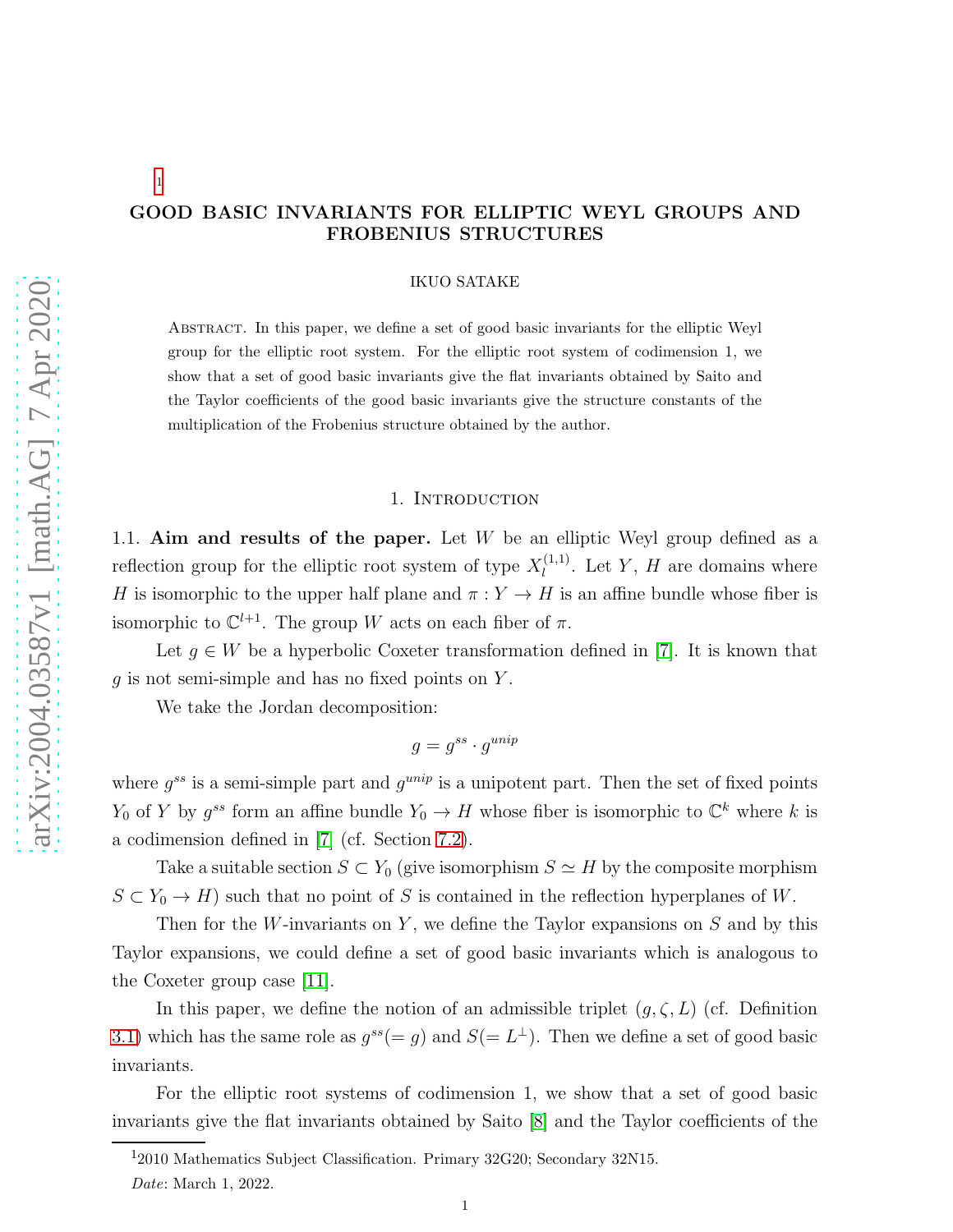[1]

# GOOD BASIC INVARIANTS FOR ELLIPTIC WEYL GROUPS AND FROBENIUS STRUCTURES

IKUO SATAKE

Abstract. In this paper, we define a set of good basic invariants for the elliptic Weyl group for the elliptic root system. For the elliptic root system of codimension 1, we show that a set of good basic invariants give the flat invariants obtained by Saito and the Taylor coefficients of the good basic invariants give the structure constants of the multiplication of the Frobenius structure obtained by the author.

## 1. Introduction

1.1. **Aim and results of the paper.** Let $W$ be an elliptic Weyl group defined as a reflection group for the elliptic root system of type $X_l^{(1,1)}$. Let $Y$, $H$ are domains where $H$ is isomorphic to the upper half plane and $\pi : Y \to H$ is an affine bundle whose fiber is isomorphic to $\mathbb{C}^{l+1}$. The group $W$ acts on each fiber of $\pi$.

Let $g \in W$ be a hyperbolic Coxeter transformation defined in [7]. It is known that $g$ is not semi-simple and has no fixed points on $Y$.

We take the Jordan decomposition:

$$g = g^{ss} \cdot g^{unip}$$

where $g^{ss}$ is a semi-simple part and $g^{unip}$ is a unipotent part. Then the set of fixed points $Y_0$ of $Y$ by $g^{ss}$ form an affine bundle $Y_0 \to H$ whose fiber is isomorphic to $\mathbb{C}^k$ where $k$ is a codimension defined in [7] (cf. Section 7.2).

Take a suitable section $S \subset Y_0$ (give isomorphism $S \simeq H$ by the composite morphism $S \subset Y_0 \to H$) such that no point of $S$ is contained in the reflection hyperplanes of $W$.

Then for the $W$-invariants on $Y$, we define the Taylor expansions on $S$ and by this Taylor expansions, we could define a set of good basic invariants which is analogous to the Coxeter group case [11].

In this paper, we define the notion of an admissible triplet $(g, \zeta, L)$ (cf. Definition 3.1) which has the same role as $g^{ss}(= g)$ and $S(= L^{\perp})$. Then we define a set of good basic invariants.

For the elliptic root systems of codimension 1, we show that a set of good basic invariants give the flat invariants obtained by Saito [8] and the Taylor coefficients of the

[1]2010 Mathematics Subject Classification. Primary 32G20; Secondary 32N15.

*Date*: March 1, 2022.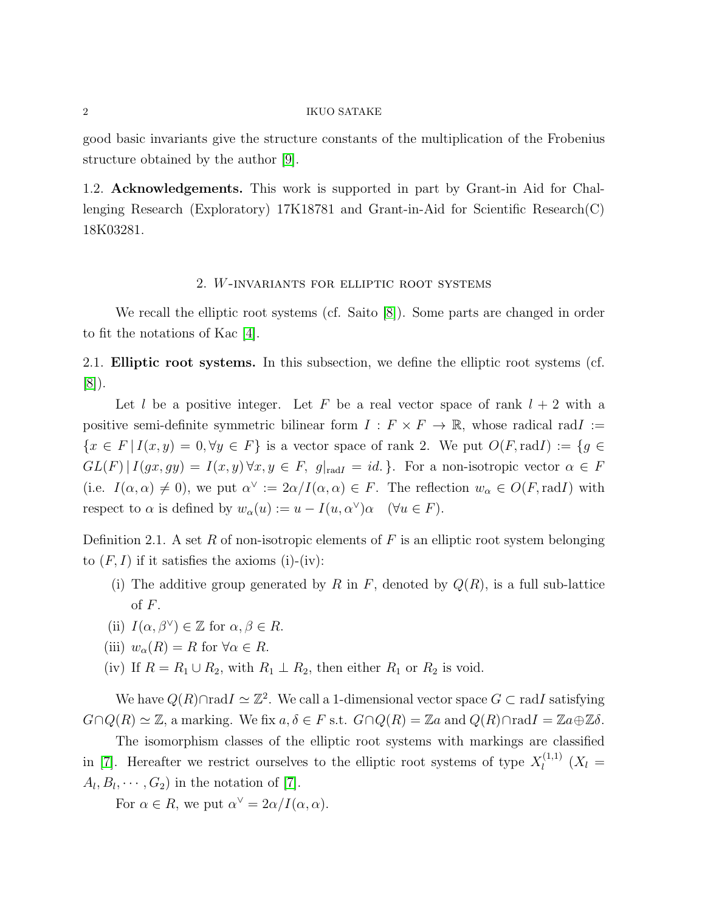good basic invariants give the structure constants of the multiplication of the Frobenius structure obtained by the author [9].

1.2. **Acknowledgements.** This work is supported in part by Grant-in Aid for Challenging Research (Exploratory) 17K18781 and Grant-in-Aid for Scientific Research(C) 18K03281.

## 2. $W$-invariants for elliptic root systems

We recall the elliptic root systems (cf. Saito [8]). Some parts are changed in order to fit the notations of Kac [4].

2.1. **Elliptic root systems.** In this subsection, we define the elliptic root systems (cf. [8]).

Let $l$ be a positive integer. Let $F$ be a real vector space of rank $l+2$ with a positive semi-definite symmetric bilinear form $I : F \times F \to \mathbb{R}$, whose radical $\mathrm{rad} I := \{x \in F \,|\, I(x,y) = 0, \forall y \in F\}$ is a vector space of rank 2. We put $O(F, \mathrm{rad} I) := \{g \in GL(F) \,|\, I(gx, gy) = I(x,y) \,\forall x, y \in F,\ g|_{\mathrm{rad} I} = id.\}$. For a non-isotropic vector $\alpha \in F$ (i.e. $I(\alpha, \alpha) \neq 0$), we put $\alpha^\vee := 2\alpha/I(\alpha,\alpha) \in F$. The reflection $w_\alpha \in O(F, \mathrm{rad} I)$ with respect to $\alpha$ is defined by $w_\alpha(u) := u - I(u, \alpha^\vee)\alpha \quad (\forall u \in F)$.

Definition 2.1. A set $R$ of non-isotropic elements of $F$ is an elliptic root system belonging to $(F, I)$ if it satisfies the axioms (i)-(iv):

(i) The additive group generated by $R$ in $F$, denoted by $Q(R)$, is a full sub-lattice of $F$.

(ii) $I(\alpha, \beta^\vee) \in \mathbb{Z}$ for $\alpha, \beta \in R$.

(iii) $w_\alpha(R) = R$ for $\forall \alpha \in R$.

(iv) If $R = R_1 \cup R_2$, with $R_1 \perp R_2$, then either $R_1$ or $R_2$ is void.

We have $Q(R) \cap \mathrm{rad} I \simeq \mathbb{Z}^2$. We call a 1-dimensional vector space $G \subset \mathrm{rad} I$ satisfying $G \cap Q(R) \simeq \mathbb{Z}$, a marking. We fix $a, \delta \in F$ s.t. $G \cap Q(R) = \mathbb{Z}a$ and $Q(R) \cap \mathrm{rad} I = \mathbb{Z}a \oplus \mathbb{Z}\delta$.

The isomorphism classes of the elliptic root systems with markings are classified in [7]. Hereafter we restrict ourselves to the elliptic root systems of type $X_l^{(1,1)}$ ($X_l = A_l, B_l, \cdots, G_2$) in the notation of [7].

For $\alpha \in R$, we put $\alpha^\vee = 2\alpha/I(\alpha, \alpha)$.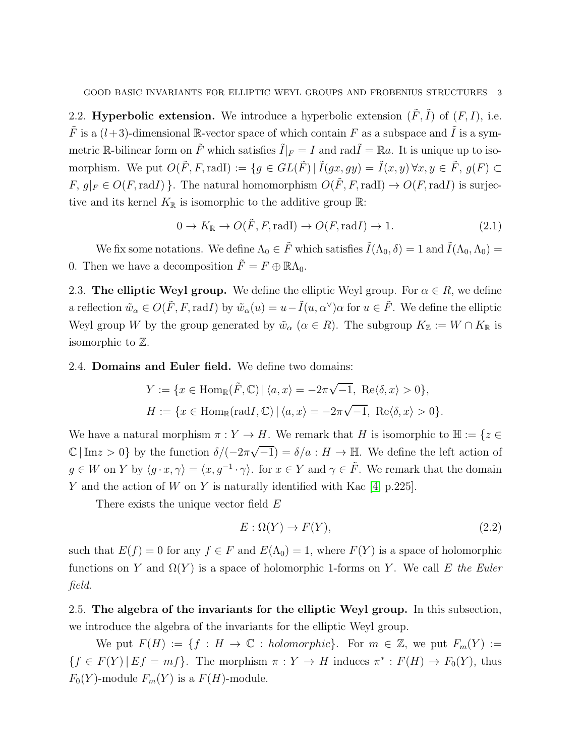2.2. **Hyperbolic extension.** We introduce a hyperbolic extension $(\tilde{F}, \tilde{I})$ of $(F, I)$, i.e. $\tilde{F}$ is a $(l+3)$-dimensional $\mathbb{R}$-vector space of which contain $F$ as a subspace and $\tilde{I}$ is a symmetric $\mathbb{R}$-bilinear form on $\tilde{F}$ which satisfies $\tilde{I}|_F = I$ and $\mathrm{rad}\tilde{I} = \mathbb{R}a$. It is unique up to isomorphism. We put $O(\tilde{F}, F, \mathrm{radI}) := \{g \in GL(\tilde{F}) \,|\, \tilde{I}(gx, gy) = \tilde{I}(x, y)\,\forall x, y \in \tilde{F},\ g(F) \subset F,\ g|_F \in O(F, \mathrm{rad}I)\,\}$. The natural homomorphism $O(\tilde{F}, F, \mathrm{radI}) \to O(F, \mathrm{rad}I)$ is surjective and its kernel $K_{\mathbb{R}}$ is isomorphic to the additive group $\mathbb{R}$:

$$0 \to K_{\mathbb{R}} \to O(\tilde{F}, F, \mathrm{radI}) \to O(F, \mathrm{rad}I) \to 1. \tag{2.1}$$

We fix some notations. We define $\Lambda_0 \in \tilde{F}$ which satisfies $\tilde{I}(\Lambda_0, \delta) = 1$ and $\tilde{I}(\Lambda_0, \Lambda_0) = 0$. Then we have a decomposition $\tilde{F} = F \oplus \mathbb{R}\Lambda_0$.

2.3. **The elliptic Weyl group.** We define the elliptic Weyl group. For $\alpha \in R$, we define a reflection $\tilde{w}_\alpha \in O(\tilde{F}, F, \mathrm{rad}I)$ by $\tilde{w}_\alpha(u) = u - \tilde{I}(u, \alpha^\vee)\alpha$ for $u \in \tilde{F}$. We define the elliptic Weyl group $W$ by the group generated by $\tilde{w}_\alpha$ $(\alpha \in R)$. The subgroup $K_{\mathbb{Z}} := W \cap K_{\mathbb{R}}$ is isomorphic to $\mathbb{Z}$.

2.4. **Domains and Euler field.** We define two domains:

$$Y := \{x \in \mathrm{Hom}_{\mathbb{R}}(\tilde{F}, \mathbb{C}) \,|\, \langle a, x\rangle = -2\pi\sqrt{-1},\ \mathrm{Re}\langle \delta, x\rangle > 0\},$$
$$H := \{x \in \mathrm{Hom}_{\mathbb{R}}(\mathrm{rad}I, \mathbb{C}) \,|\, \langle a, x\rangle = -2\pi\sqrt{-1},\ \mathrm{Re}\langle \delta, x\rangle > 0\}.$$

We have a natural morphism $\pi : Y \to H$. We remark that $H$ is isomorphic to $\mathbb{H} := \{z \in \mathbb{C} \,|\, \mathrm{Im}z > 0\}$ by the function $\delta/(-2\pi\sqrt{-1}) = \delta/a : H \to \mathbb{H}$. We define the left action of $g \in W$ on $Y$ by $\langle g \cdot x, \gamma\rangle = \langle x, g^{-1} \cdot \gamma\rangle$. for $x \in Y$ and $\gamma \in \tilde{F}$. We remark that the domain $Y$ and the action of $W$ on $Y$ is naturally identified with Kac [4, p.225].

There exists the unique vector field $E$

$$E : \Omega(Y) \to F(Y), \tag{2.2}$$

such that $E(f) = 0$ for any $f \in F$ and $E(\Lambda_0) = 1$, where $F(Y)$ is a space of holomorphic functions on $Y$ and $\Omega(Y)$ is a space of holomorphic 1-forms on $Y$. We call $E$ *the Euler field*.

2.5. **The algebra of the invariants for the elliptic Weyl group.** In this subsection, we introduce the algebra of the invariants for the elliptic Weyl group.

We put $F(H) := \{f : H \to \mathbb{C} : \textit{holomorphic}\}$. For $m \in \mathbb{Z}$, we put $F_m(Y) := \{f \in F(Y) \,|\, Ef = mf\}$. The morphism $\pi : Y \to H$ induces $\pi^* : F(H) \to F_0(Y)$, thus $F_0(Y)$-module $F_m(Y)$ is a $F(H)$-module.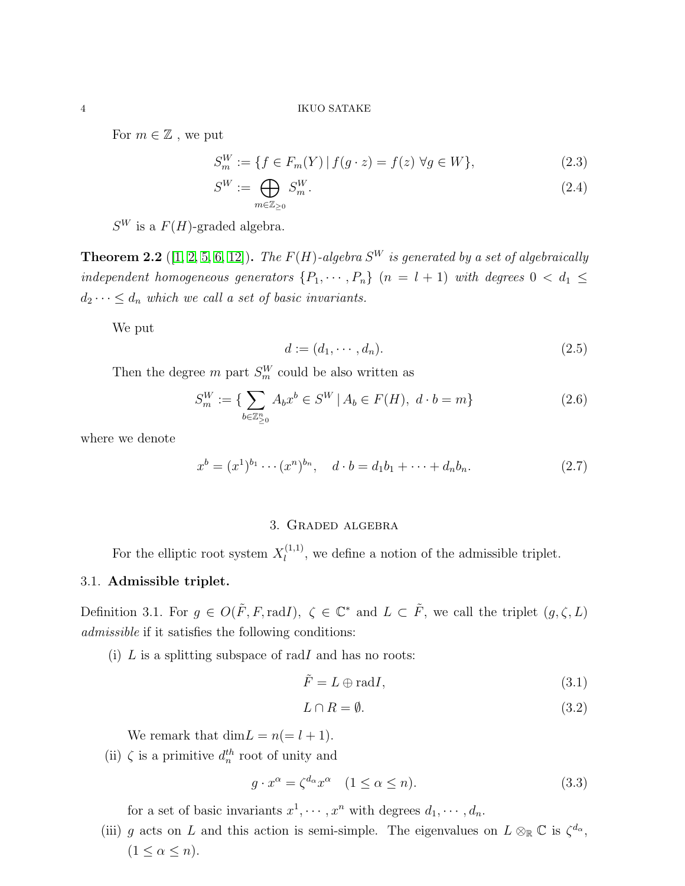For $m \in \mathbb{Z}$ , we put

$$S_m^W := \{f \in F_m(Y) \mid f(g \cdot z) = f(z) \ \forall g \in W\}, \tag{2.3}$$

$$S^W := \bigoplus_{m \in \mathbb{Z}_{\geq 0}} S_m^W. \tag{2.4}$$

$S^W$ is a $F(H)$-graded algebra.

**Theorem 2.2** ([1, 2, 5, 6, 12])**.** *The $F(H)$-algebra $S^W$ is generated by a set of algebraically independent homogeneous generators $\{P_1, \cdots, P_n\}$ $(n = l+1)$ with degrees $0 < d_1 \leq d_2 \cdots \leq d_n$ which we call a set of basic invariants.*

We put

$$d := (d_1, \cdots, d_n). \tag{2.5}$$

Then the degree $m$ part $S_m^W$ could be also written as

$$S_m^W := \{\sum_{b \in \mathbb{Z}_{\geq 0}^n} A_b x^b \in S^W \mid A_b \in F(H),\ d \cdot b = m\} \tag{2.6}$$

where we denote

$$x^b = (x^1)^{b_1} \cdots (x^n)^{b_n}, \quad d \cdot b = d_1 b_1 + \cdots + d_n b_n. \tag{2.7}$$

## 3. Graded algebra

For the elliptic root system $X_l^{(1,1)}$, we define a notion of the admissible triplet.

### 3.1. Admissible triplet.

Definition 3.1. For $g \in O(\tilde{F}, F, \mathrm{rad}I)$, $\zeta \in \mathbb{C}^*$ and $L \subset \tilde{F}$, we call the triplet $(g, \zeta, L)$ *admissible* if it satisfies the following conditions:

(i) $L$ is a splitting subspace of $\mathrm{rad}I$ and has no roots:

$$\tilde{F} = L \oplus \mathrm{rad}I, \tag{3.1}$$

$$L \cap R = \emptyset. \tag{3.2}$$

We remark that $\dim L = n (= l+1)$.

(ii) $\zeta$ is a primitive $d_n^{th}$ root of unity and

$$g \cdot x^\alpha = \zeta^{d_\alpha} x^\alpha \quad (1 \leq \alpha \leq n). \tag{3.3}$$

for a set of basic invariants $x^1, \cdots, x^n$ with degrees $d_1, \cdots, d_n$.

(iii) $g$ acts on $L$ and this action is semi-simple. The eigenvalues on $L \otimes_{\mathbb{R}} \mathbb{C}$ is $\zeta^{d_\alpha}$, $(1 \leq \alpha \leq n)$.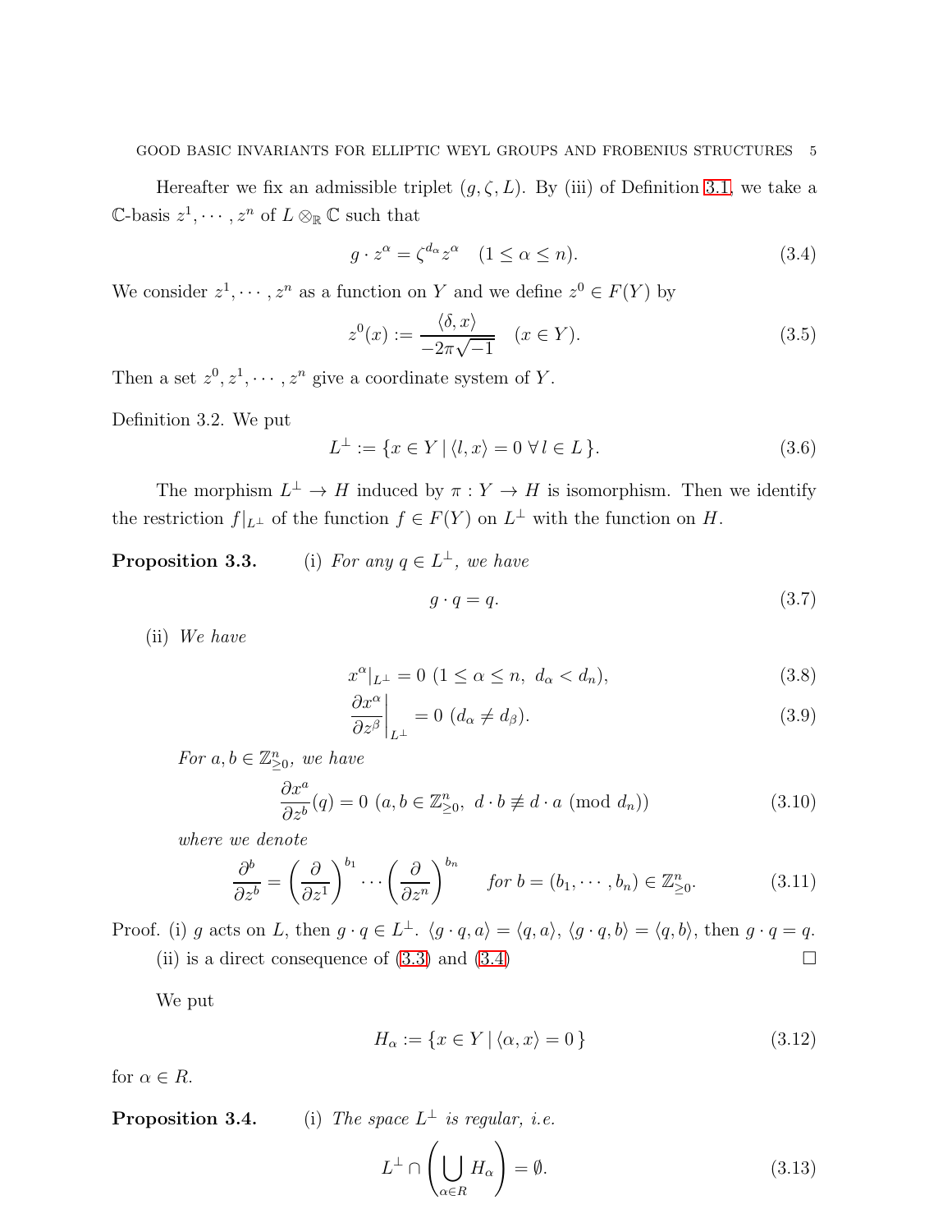Hereafter we fix an admissible triplet $(g, \zeta, L)$. By (iii) of Definition 3.1, we take a $\mathbb{C}$-basis $z^1, \cdots, z^n$ of $L \otimes_{\mathbb{R}} \mathbb{C}$ such that

$$g \cdot z^\alpha = \zeta^{d_\alpha} z^\alpha \quad (1 \leq \alpha \leq n). \tag{3.4}$$

We consider $z^1, \cdots, z^n$ as a function on $Y$ and we define $z^0 \in F(Y)$ by

$$z^0(x) := \frac{\langle \delta, x \rangle}{-2\pi\sqrt{-1}} \quad (x \in Y). \tag{3.5}$$

Then a set $z^0, z^1, \cdots, z^n$ give a coordinate system of $Y$.

Definition 3.2. We put

$$L^\perp := \{ x \in Y \mid \langle l, x \rangle = 0 \ \forall\, l \in L \}. \tag{3.6}$$

The morphism $L^\perp \to H$ induced by $\pi : Y \to H$ is isomorphism. Then we identify the restriction $f|_{L^\perp}$ of the function $f \in F(Y)$ on $L^\perp$ with the function on $H$.

**Proposition 3.3.** (i) *For any $q \in L^\perp$, we have*

$$g \cdot q = q. \tag{3.7}$$

(ii) *We have*

$$x^\alpha|_{L^\perp} = 0 \ (1 \leq \alpha \leq n,\ d_\alpha < d_n), \tag{3.8}$$

$$\left. \frac{\partial x^\alpha}{\partial z^\beta} \right|_{L^\perp} = 0 \ (d_\alpha \neq d_\beta). \tag{3.9}$$

*For $a, b \in \mathbb{Z}^n_{\geq 0}$, we have*

$$\frac{\partial x^a}{\partial z^b}(q) = 0 \ (a, b \in \mathbb{Z}^n_{\geq 0},\ d \cdot b \not\equiv d \cdot a \ (\mathrm{mod}\ d_n)) \tag{3.10}$$

*where we denote*

$$\frac{\partial^b}{\partial z^b} = \left( \frac{\partial}{\partial z^1} \right)^{b_1} \cdots \left( \frac{\partial}{\partial z^n} \right)^{b_n} \quad \textit{for } b = (b_1, \cdots, b_n) \in \mathbb{Z}^n_{\geq 0}. \tag{3.11}$$

Proof. (i) $g$ acts on $L$, then $g \cdot q \in L^\perp$. $\langle g \cdot q, a \rangle = \langle q, a \rangle$, $\langle g \cdot q, b \rangle = \langle q, b \rangle$, then $g \cdot q = q$.
(ii) is a direct consequence of (3.3) and (3.4) □

We put

$$H_\alpha := \{ x \in Y \mid \langle \alpha, x \rangle = 0 \} \tag{3.12}$$

for $\alpha \in R$.

**Proposition 3.4.** (i) *The space $L^\perp$ is regular, i.e.*

$$L^\perp \cap \left( \bigcup_{\alpha \in R} H_\alpha \right) = \emptyset. \tag{3.13}$$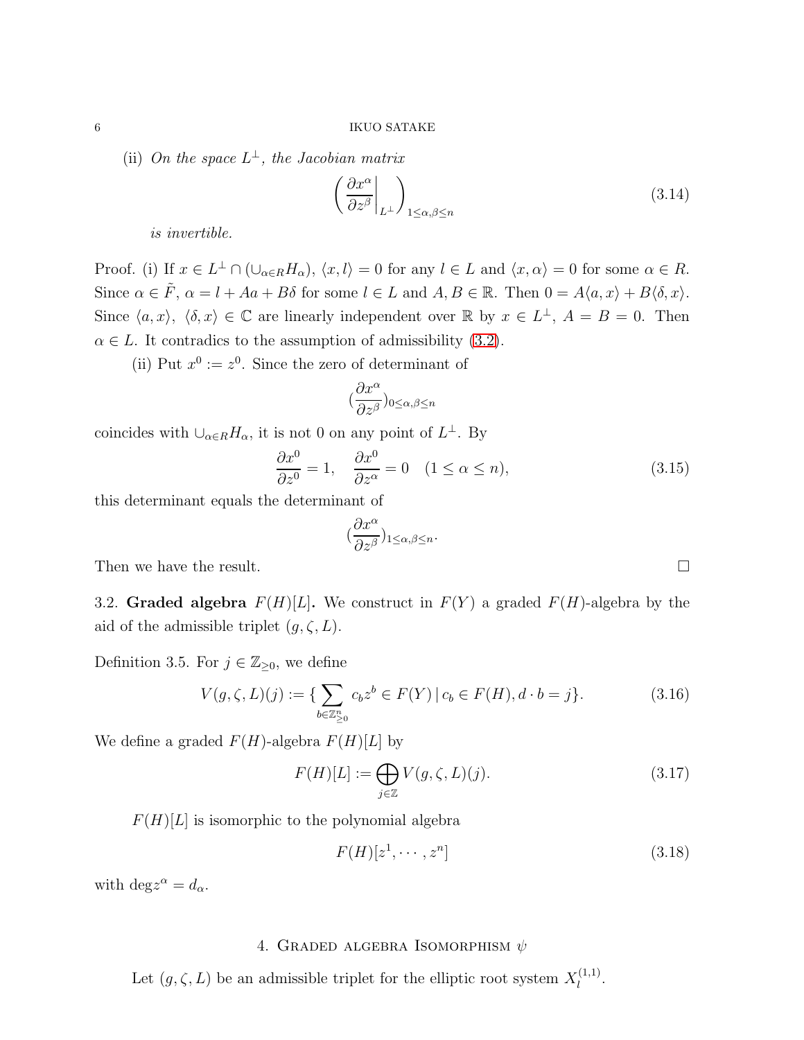(ii) *On the space $L^\perp$, the Jacobian matrix*

$$\left( \frac{\partial x^\alpha}{\partial z^\beta}\Big|_{L^\perp} \right)_{1 \le \alpha, \beta \le n} \tag{3.14}$$

*is invertible.*

Proof. (i) If $x \in L^\perp \cap (\cup_{\alpha \in R} H_\alpha)$, $\langle x, l \rangle = 0$ for any $l \in L$ and $\langle x, \alpha \rangle = 0$ for some $\alpha \in R$. Since $\alpha \in \tilde{F}$, $\alpha = l + Aa + B\delta$ for some $l \in L$ and $A, B \in \mathbb{R}$. Then $0 = A\langle a, x \rangle + B\langle \delta, x \rangle$. Since $\langle a, x \rangle$, $\langle \delta, x \rangle \in \mathbb{C}$ are linearly independent over $\mathbb{R}$ by $x \in L^\perp$, $A = B = 0$. Then $\alpha \in L$. It contradics to the assumption of admissibility (3.2).

(ii) Put $x^0 := z^0$. Since the zero of determinant of

$$\left(\frac{\partial x^\alpha}{\partial z^\beta}\right)_{0 \le \alpha, \beta \le n}$$

coincides with $\cup_{\alpha \in R} H_\alpha$, it is not 0 on any point of $L^\perp$. By

$$\frac{\partial x^0}{\partial z^0} = 1, \quad \frac{\partial x^0}{\partial z^\alpha} = 0 \quad (1 \le \alpha \le n), \tag{3.15}$$

this determinant equals the determinant of

$$\left(\frac{\partial x^\alpha}{\partial z^\beta}\right)_{1 \le \alpha, \beta \le n}.$$

Then we have the result. $\square$

3.2. **Graded algebra $F(H)[L]$.** We construct in $F(Y)$ a graded $F(H)$-algebra by the aid of the admissible triplet $(g, \zeta, L)$.

Definition 3.5. For $j \in \mathbb{Z}_{\ge 0}$, we define

$$V(g, \zeta, L)(j) := \{ \sum_{b \in \mathbb{Z}^n_{\ge 0}} c_b z^b \in F(Y) \,|\, c_b \in F(H), d \cdot b = j \}. \tag{3.16}$$

We define a graded $F(H)$-algebra $F(H)[L]$ by

$$F(H)[L] := \bigoplus_{j \in \mathbb{Z}} V(g, \zeta, L)(j). \tag{3.17}$$

$F(H)[L]$ is isomorphic to the polynomial algebra

$$F(H)[z^1, \cdots, z^n] \tag{3.18}$$

with $\deg z^\alpha = d_\alpha$.

## 4. Graded algebra Isomorphism $\psi$

Let $(g, \zeta, L)$ be an admissible triplet for the elliptic root system $X_l^{(1,1)}$.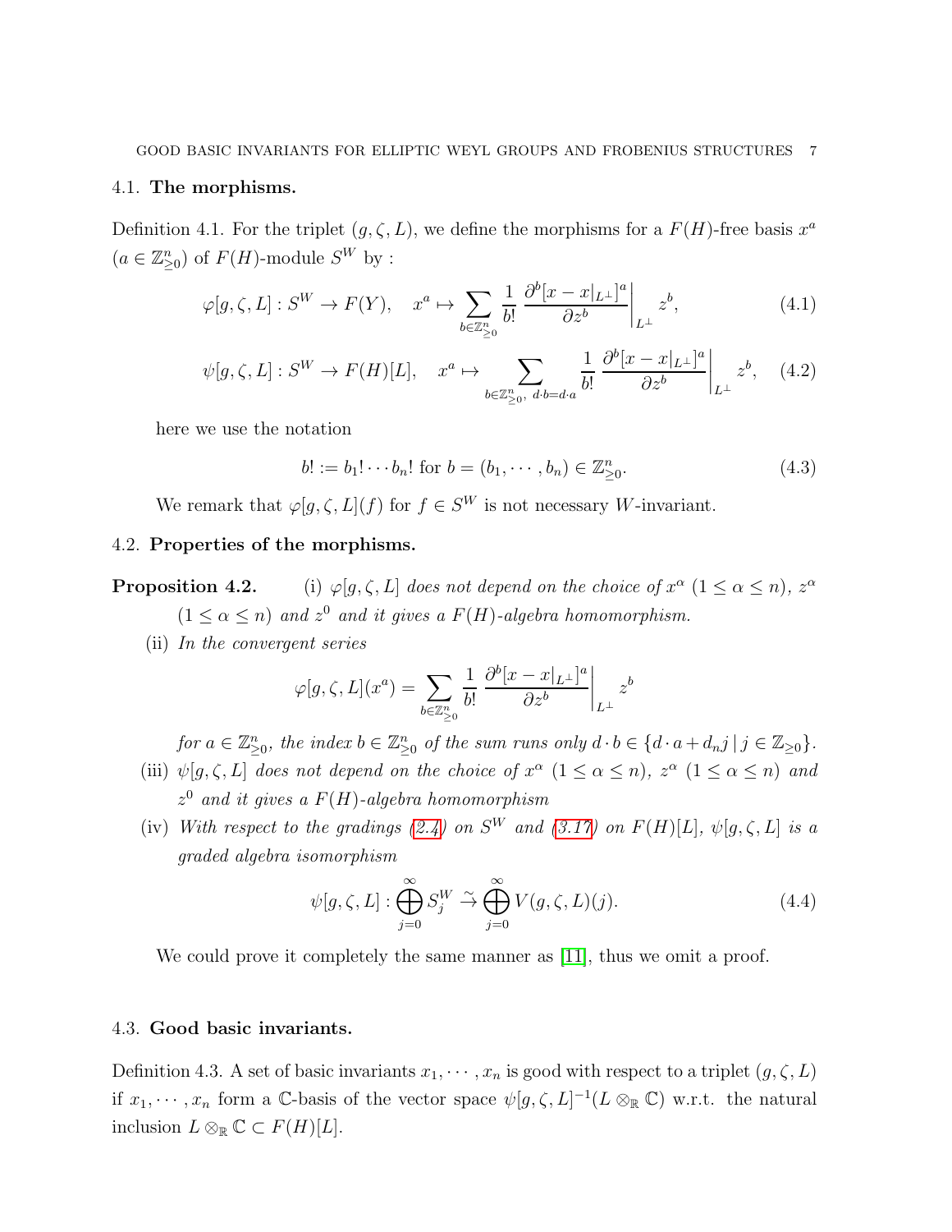### 4.1. The morphisms.

Definition 4.1. For the triplet $(g, \zeta, L)$, we define the morphisms for a $F(H)$-free basis $x^a$ $(a \in \mathbb{Z}_{\geq 0}^n)$ of $F(H)$-module $S^W$ by :

$$\varphi[g, \zeta, L] : S^W \to F(Y), \quad x^a \mapsto \sum_{b \in \mathbb{Z}_{\geq 0}^n} \frac{1}{b!} \left. \frac{\partial^b [x - x|_{L^\perp}]^a}{\partial z^b} \right|_{L^\perp} z^b, \tag{4.1}$$

$$\psi[g, \zeta, L] : S^W \to F(H)[L], \quad x^a \mapsto \sum_{b \in \mathbb{Z}_{\geq 0}^n,\ d \cdot b = d \cdot a} \frac{1}{b!} \left. \frac{\partial^b [x - x|_{L^\perp}]^a}{\partial z^b} \right|_{L^\perp} z^b, \tag{4.2}$$

here we use the notation

$$b! := b_1! \cdots b_n! \text{ for } b = (b_1, \cdots, b_n) \in \mathbb{Z}_{\geq 0}^n. \tag{4.3}$$

We remark that $\varphi[g, \zeta, L](f)$ for $f \in S^W$ is not necessary $W$-invariant.

### 4.2. Properties of the morphisms.

**Proposition 4.2.** (i) *$\varphi[g, \zeta, L]$ does not depend on the choice of $x^\alpha$ $(1 \leq \alpha \leq n)$, $z^\alpha$ $(1 \leq \alpha \leq n)$ and $z^0$ and it gives a $F(H)$-algebra homomorphism.*

(ii) *In the convergent series*

$$\varphi[g, \zeta, L](x^a) = \sum_{b \in \mathbb{Z}_{\geq 0}^n} \frac{1}{b!} \left. \frac{\partial^b [x - x|_{L^\perp}]^a}{\partial z^b} \right|_{L^\perp} z^b$$

*for $a \in \mathbb{Z}_{\geq 0}^n$, the index $b \in \mathbb{Z}_{\geq 0}^n$ of the sum runs only $d \cdot b \in \{d \cdot a + d_n j \mid j \in \mathbb{Z}_{\geq 0}\}$.*

(iii) *$\psi[g, \zeta, L]$ does not depend on the choice of $x^\alpha$ $(1 \leq \alpha \leq n)$, $z^\alpha$ $(1 \leq \alpha \leq n)$ and $z^0$ and it gives a $F(H)$-algebra homomorphism*

(iv) *With respect to the gradings (2.4) on $S^W$ and (3.17) on $F(H)[L]$, $\psi[g, \zeta, L]$ is a graded algebra isomorphism*

$$\psi[g, \zeta, L] : \bigoplus_{j=0}^{\infty} S_j^W \xrightarrow{\sim} \bigoplus_{j=0}^{\infty} V(g, \zeta, L)(j). \tag{4.4}$$

We could prove it completely the same manner as [11], thus we omit a proof.

### 4.3. Good basic invariants.

Definition 4.3. A set of basic invariants $x_1, \cdots, x_n$ is good with respect to a triplet $(g, \zeta, L)$ if $x_1, \cdots, x_n$ form a $\mathbb{C}$-basis of the vector space $\psi[g, \zeta, L]^{-1}(L \otimes_{\mathbb{R}} \mathbb{C})$ w.r.t. the natural inclusion $L \otimes_{\mathbb{R}} \mathbb{C} \subset F(H)[L]$.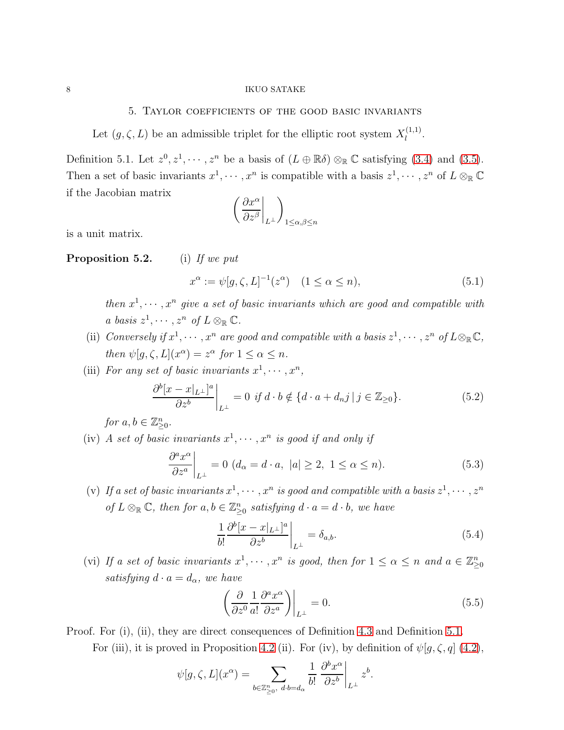## 5. Taylor coefficients of the good basic invariants

Let $(g, \zeta, L)$ be an admissible triplet for the elliptic root system $X_l^{(1,1)}$.

Definition 5.1. Let $z^0, z^1, \cdots, z^n$ be a basis of $(L \oplus \mathbb{R}\delta) \otimes_{\mathbb{R}} \mathbb{C}$ satisfying (3.4) and (3.5). Then a set of basic invariants $x^1, \cdots, x^n$ is compatible with a basis $z^1, \cdots, z^n$ of $L \otimes_{\mathbb{R}} \mathbb{C}$ if the Jacobian matrix

$$\left( \left. \frac{\partial x^\alpha}{\partial z^\beta} \right|_{L^\perp} \right)_{1 \leq \alpha, \beta \leq n}$$

is a unit matrix.

**Proposition 5.2.** (i) *If we put*

$$x^\alpha := \psi[g, \zeta, L]^{-1}(z^\alpha) \quad (1 \leq \alpha \leq n), \tag{5.1}$$

*then $x^1, \cdots, x^n$ give a set of basic invariants which are good and compatible with a basis $z^1, \cdots, z^n$ of $L \otimes_{\mathbb{R}} \mathbb{C}$.*

(ii) *Conversely if $x^1, \cdots, x^n$ are good and compatible with a basis $z^1, \cdots, z^n$ of $L \otimes_{\mathbb{R}} \mathbb{C}$, then $\psi[g, \zeta, L](x^\alpha) = z^\alpha$ for $1 \leq \alpha \leq n$.*

(iii) *For any set of basic invariants $x^1, \cdots, x^n$,*

$$\left. \frac{\partial^b [x - x|_{L^\perp}]^a}{\partial z^b} \right|_{L^\perp} = 0 \text{ if } d \cdot b \notin \{d \cdot a + d_n j \,|\, j \in \mathbb{Z}_{\geq 0}\}. \tag{5.2}$$

*for $a, b \in \mathbb{Z}_{\geq 0}^n$.*

(iv) *A set of basic invariants $x^1, \cdots, x^n$ is good if and only if*

$$\left. \frac{\partial^a x^\alpha}{\partial z^a} \right|_{L^\perp} = 0 \ (d_\alpha = d \cdot a, \ |a| \geq 2, \ 1 \leq \alpha \leq n). \tag{5.3}$$

(v) *If a set of basic invariants $x^1, \cdots, x^n$ is good and compatible with a basis $z^1, \cdots, z^n$ of $L \otimes_{\mathbb{R}} \mathbb{C}$, then for $a, b \in \mathbb{Z}_{\geq 0}^n$ satisfying $d \cdot a = d \cdot b$, we have*

$$\left. \frac{1}{b!} \frac{\partial^b [x - x|_{L^\perp}]^a}{\partial z^b} \right|_{L^\perp} = \delta_{a,b}. \tag{5.4}$$

(vi) *If a set of basic invariants $x^1, \cdots, x^n$ is good, then for $1 \leq \alpha \leq n$ and $a \in \mathbb{Z}_{\geq 0}^n$ satisfying $d \cdot a = d_\alpha$, we have*

$$\left. \left( \frac{\partial}{\partial z^0} \frac{1}{a!} \frac{\partial^a x^\alpha}{\partial z^a} \right) \right|_{L^\perp} = 0. \tag{5.5}$$

Proof. For (i), (ii), they are direct consequences of Definition 4.3 and Definition 5.1.

For (iii), it is proved in Proposition 4.2 (ii). For (iv), by definition of $\psi[g, \zeta, q]$ (4.2),

$$\psi[g, \zeta, L](x^\alpha) = \sum_{b \in \mathbb{Z}_{\geq 0}^n, \ d \cdot b = d_\alpha} \left. \frac{1}{b!} \frac{\partial^b x^\alpha}{\partial z^b} \right|_{L^\perp} z^b.$$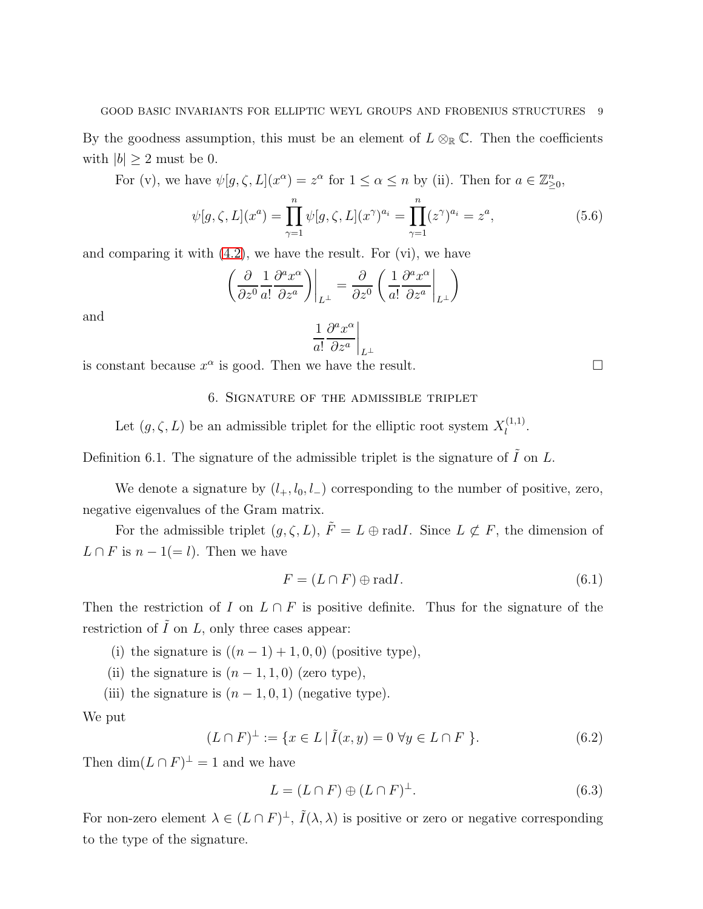By the goodness assumption, this must be an element of $L \otimes_{\mathbb{R}} \mathbb{C}$. Then the coefficients with $|b| \geq 2$ must be 0.

For (v), we have $\psi[g, \zeta, L](x^\alpha) = z^\alpha$ for $1 \leq \alpha \leq n$ by (ii). Then for $a \in \mathbb{Z}^n_{\geq 0}$,

$$\psi[g, \zeta, L](x^a) = \prod_{\gamma=1}^{n} \psi[g, \zeta, L](x^\gamma)^{a_i} = \prod_{\gamma=1}^{n} (z^\gamma)^{a_i} = z^a, \tag{5.6}$$

and comparing it with (4.2), we have the result. For (vi), we have

$$\left( \frac{\partial}{\partial z^0} \frac{1}{a!} \frac{\partial^a x^\alpha}{\partial z^a} \right) \bigg|_{L^\perp} = \frac{\partial}{\partial z^0} \left( \frac{1}{a!} \frac{\partial^a x^\alpha}{\partial z^a} \bigg|_{L^\perp} \right)$$

and

$$\frac{1}{a!} \frac{\partial^a x^\alpha}{\partial z^a} \bigg|_{L^\perp}$$

is constant because $x^\alpha$ is good. Then we have the result. □

## 6. Signature of the admissible triplet

Let $(g, \zeta, L)$ be an admissible triplet for the elliptic root system $X_l^{(1,1)}$.

Definition 6.1. The signature of the admissible triplet is the signature of $\tilde{I}$ on $L$.

We denote a signature by $(l_+, l_0, l_-)$ corresponding to the number of positive, zero, negative eigenvalues of the Gram matrix.

For the admissible triplet $(g, \zeta, L)$, $\tilde{F} = L \oplus \mathrm{rad} I$. Since $L \not\subset F$, the dimension of $L \cap F$ is $n - 1 (= l)$. Then we have

$$F = (L \cap F) \oplus \mathrm{rad} I. \tag{6.1}$$

Then the restriction of $I$ on $L \cap F$ is positive definite. Thus for the signature of the restriction of $\tilde{I}$ on $L$, only three cases appear:

(i) the signature is $((n-1)+1, 0, 0)$ (positive type),

(ii) the signature is $(n-1, 1, 0)$ (zero type),

(iii) the signature is $(n-1, 0, 1)$ (negative type).

We put

$$(L \cap F)^\perp := \{ x \in L \mid \tilde{I}(x, y) = 0 \ \forall y \in L \cap F \ \}. \tag{6.2}$$

Then $\dim (L \cap F)^\perp = 1$ and we have

$$L = (L \cap F) \oplus (L \cap F)^\perp. \tag{6.3}$$

For non-zero element $\lambda \in (L \cap F)^\perp$, $\tilde{I}(\lambda, \lambda)$ is positive or zero or negative corresponding to the type of the signature.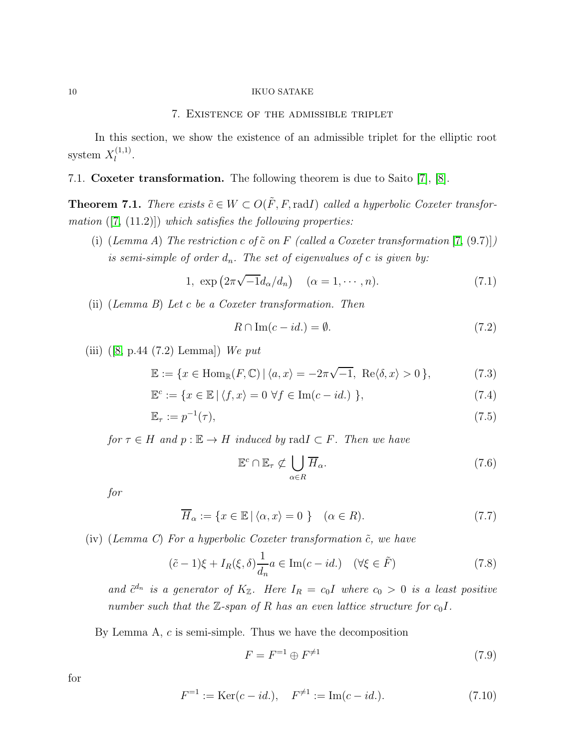## 7. Existence of the admissible triplet

In this section, we show the existence of an admissible triplet for the elliptic root system $X_l^{(1,1)}$.

### 7.1. Coxeter transformation.

**7.1. Coxeter transformation.** The following theorem is due to Saito [7], [8].

**Theorem 7.1.** *There exists $\tilde{c} \in W \subset O(\tilde{F}, F, \mathrm{rad}I)$ called a hyperbolic Coxeter transformation ([7, (11.2)]) which satisfies the following properties:*

(i) (*Lemma A*) *The restriction $c$ of $\tilde{c}$ on $F$ (called a Coxeter transformation [7, (9.7)]) is semi-simple of order $d_n$. The set of eigenvalues of $c$ is given by:*

$$1,\ \exp\left(2\pi\sqrt{-1}d_\alpha/d_n\right) \quad (\alpha = 1, \cdots, n). \tag{7.1}$$

(ii) (*Lemma B*) *Let $c$ be a Coxeter transformation. Then*

$$R \cap \mathrm{Im}(c - id.) = \emptyset. \tag{7.2}$$

(iii) ([8, p.44 (7.2) Lemma]) *We put*

$$\mathbb{E} := \{x \in \mathrm{Hom}_{\mathbb{R}}(F, \mathbb{C}) \,|\, \langle a, x\rangle = -2\pi\sqrt{-1},\ \mathrm{Re}\langle \delta, x\rangle > 0\,\}, \tag{7.3}$$

$$\mathbb{E}^c := \{x \in \mathbb{E} \,|\, \langle f, x\rangle = 0 \ \forall f \in \mathrm{Im}(c - id.)\ \}, \tag{7.4}$$

$$\mathbb{E}_\tau := p^{-1}(\tau), \tag{7.5}$$

*for $\tau \in H$ and $p : \mathbb{E} \to H$ induced by $\mathrm{rad}I \subset F$. Then we have*

$$\mathbb{E}^c \cap \mathbb{E}_\tau \not\subset \bigcup_{\alpha \in R} \overline{H}_\alpha. \tag{7.6}$$

*for*

$$\overline{H}_\alpha := \{x \in \mathbb{E} \,|\, \langle \alpha, x\rangle = 0\ \} \quad (\alpha \in R). \tag{7.7}$$

(iv) (*Lemma C*) *For a hyperbolic Coxeter transformation $\tilde{c}$, we have*

$$(\tilde{c} - 1)\xi + I_R(\xi, \delta)\frac{1}{d_n}a \in \mathrm{Im}(c - id.) \quad (\forall \xi \in \tilde{F}) \tag{7.8}$$

*and $\tilde{c}^{d_n}$ is a generator of $K_{\mathbb{Z}}$. Here $I_R = c_0 I$ where $c_0 > 0$ is a least positive number such that the $\mathbb{Z}$-span of $R$ has an even lattice structure for $c_0 I$.*

By Lemma A, $c$ is semi-simple. Thus we have the decomposition

$$F = F^{=1} \oplus F^{\neq 1} \tag{7.9}$$

for

$$F^{=1} := \mathrm{Ker}(c - id.), \quad F^{\neq 1} := \mathrm{Im}(c - id.). \tag{7.10}$$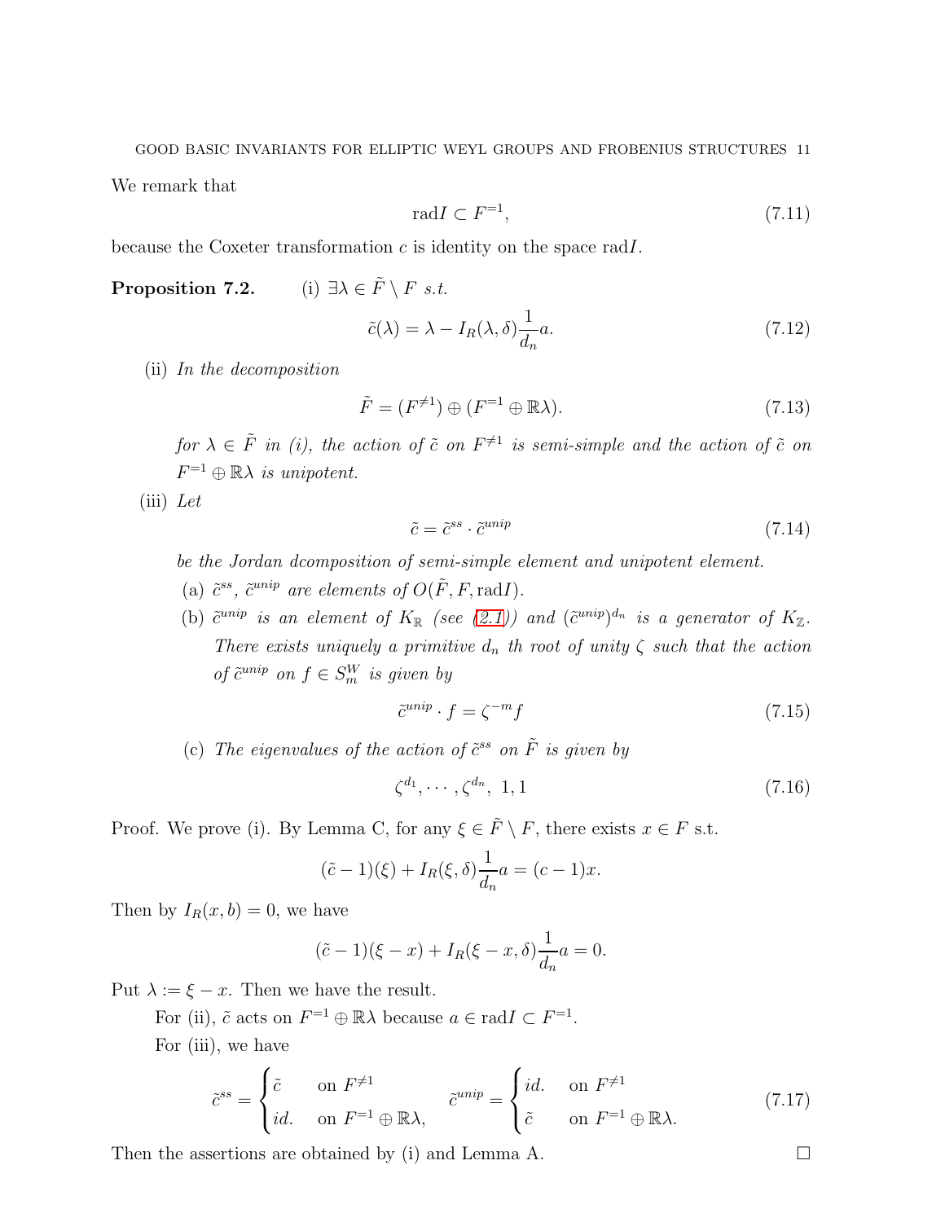We remark that

$$\mathrm{rad}I \subset F^{=1}, \tag{7.11}$$

because the Coxeter transformation $c$ is identity on the space $\mathrm{rad}I$.

**Proposition 7.2.** (i) *$\exists \lambda \in \tilde{F} \setminus F$ s.t.*

$$\tilde{c}(\lambda) = \lambda - I_R(\lambda, \delta)\frac{1}{d_n}a. \tag{7.12}$$

(ii) *In the decomposition*

$$\tilde{F} = (F^{\neq 1}) \oplus (F^{=1} \oplus \mathbb{R}\lambda). \tag{7.13}$$

*for $\lambda \in \tilde{F}$ in (i), the action of $\tilde{c}$ on $F^{\neq 1}$ is semi-simple and the action of $\tilde{c}$ on $F^{=1} \oplus \mathbb{R}\lambda$ is unipotent.*

(iii) *Let*

$$\tilde{c} = \tilde{c}^{ss} \cdot \tilde{c}^{unip} \tag{7.14}$$

*be the Jordan dcomposition of semi-simple element and unipotent element.*

(a) *$\tilde{c}^{ss}$, $\tilde{c}^{unip}$ are elements of $O(\tilde{F}, F, \mathrm{rad}I)$.*

(b) *$\tilde{c}^{unip}$ is an element of $K_{\mathbb{R}}$ (see (2.1)) and $(\tilde{c}^{unip})^{d_n}$ is a generator of $K_{\mathbb{Z}}$. There exists uniquely a primitive $d_n$ th root of unity $\zeta$ such that the action of $\tilde{c}^{unip}$ on $f \in S_m^W$ is given by*

$$\tilde{c}^{unip} \cdot f = \zeta^{-m} f \tag{7.15}$$

(c) *The eigenvalues of the action of $\tilde{c}^{ss}$ on $\tilde{F}$ is given by*

$$\zeta^{d_1}, \cdots, \zeta^{d_n},\ 1, 1 \tag{7.16}$$

Proof. We prove (i). By Lemma C, for any $\xi \in \tilde{F} \setminus F$, there exists $x \in F$ s.t.

$$(\tilde{c} - 1)(\xi) + I_R(\xi, \delta)\frac{1}{d_n}a = (c-1)x.$$

Then by $I_R(x, b) = 0$, we have

$$(\tilde{c} - 1)(\xi - x) + I_R(\xi - x, \delta)\frac{1}{d_n}a = 0.$$

Put $\lambda := \xi - x$. Then we have the result.

For (ii), $\tilde{c}$ acts on $F^{=1} \oplus \mathbb{R}\lambda$ because $a \in \mathrm{rad}I \subset F^{=1}$.

For (iii), we have

$$\tilde{c}^{ss} = \begin{cases} \tilde{c} & \text{on } F^{\neq 1} \\ id. & \text{on } F^{=1} \oplus \mathbb{R}\lambda, \end{cases} \qquad \tilde{c}^{unip} = \begin{cases} id. & \text{on } F^{\neq 1} \\ \tilde{c} & \text{on } F^{=1} \oplus \mathbb{R}\lambda. \end{cases} \tag{7.17}$$

Then the assertions are obtained by (i) and Lemma A. $\square$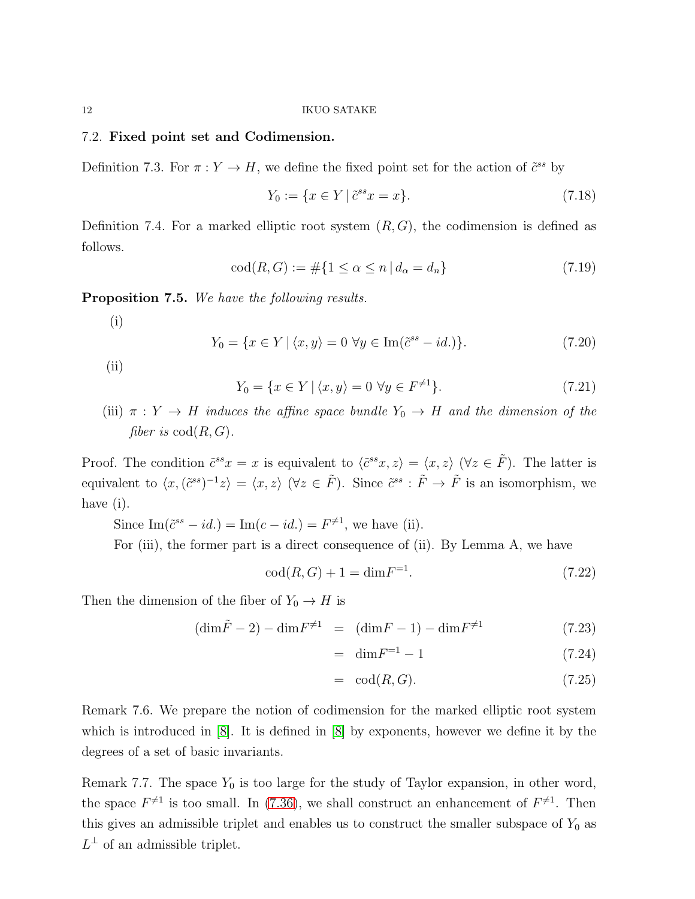### 7.2. **Fixed point set and Codimension.**

Definition 7.3. For $\pi : Y \to H$, we define the fixed point set for the action of $\tilde{c}^{ss}$ by

$$Y_0 := \{x \in Y \mid \tilde{c}^{ss}x = x\}. \tag{7.18}$$

Definition 7.4. For a marked elliptic root system $(R, G)$, the codimension is defined as follows.

$$\mathrm{cod}(R, G) := \#\{1 \leq \alpha \leq n \mid d_\alpha = d_n\} \tag{7.19}$$

**Proposition 7.5.** *We have the following results.*

(i)

$$Y_0 = \{x \in Y \mid \langle x, y \rangle = 0 \ \forall y \in \mathrm{Im}(\tilde{c}^{ss} - id.)\}. \tag{7.20}$$

(ii)

$$Y_0 = \{x \in Y \mid \langle x, y \rangle = 0 \ \forall y \in F^{\neq 1}\}. \tag{7.21}$$

(iii) *$\pi : Y \to H$ induces the affine space bundle $Y_0 \to H$ and the dimension of the fiber is $\mathrm{cod}(R, G)$.*

Proof. The condition $\tilde{c}^{ss}x = x$ is equivalent to $\langle \tilde{c}^{ss}x, z \rangle = \langle x, z \rangle$ $(\forall z \in \tilde{F})$. The latter is equivalent to $\langle x, (\tilde{c}^{ss})^{-1}z \rangle = \langle x, z \rangle$ $(\forall z \in \tilde{F})$. Since $\tilde{c}^{ss} : \tilde{F} \to \tilde{F}$ is an isomorphism, we have (i).

Since $\mathrm{Im}(\tilde{c}^{ss} - id.) = \mathrm{Im}(c - id.) = F^{\neq 1}$, we have (ii).

For (iii), the former part is a direct consequence of (ii). By Lemma A, we have

$$\mathrm{cod}(R, G) + 1 = \mathrm{dim} F^{=1}. \tag{7.22}$$

Then the dimension of the fiber of $Y_0 \to H$ is

$$\begin{aligned} (\mathrm{dim}\tilde{F} - 2) - \mathrm{dim}F^{\neq 1} &= (\mathrm{dim}F - 1) - \mathrm{dim}F^{\neq 1} && (7.23) \\ &= \mathrm{dim}F^{=1} - 1 && (7.24) \\ &= \mathrm{cod}(R, G). && (7.25) \end{aligned}$$

Remark 7.6. We prepare the notion of codimension for the marked elliptic root system which is introduced in [8]. It is defined in [8] by exponents, however we define it by the degrees of a set of basic invariants.

Remark 7.7. The space $Y_0$ is too large for the study of Taylor expansion, in other word, the space $F^{\neq 1}$ is too small. In (7.36), we shall construct an enhancement of $F^{\neq 1}$. Then this gives an admissible triplet and enables us to construct the smaller subspace of $Y_0$ as $L^\perp$ of an admissible triplet.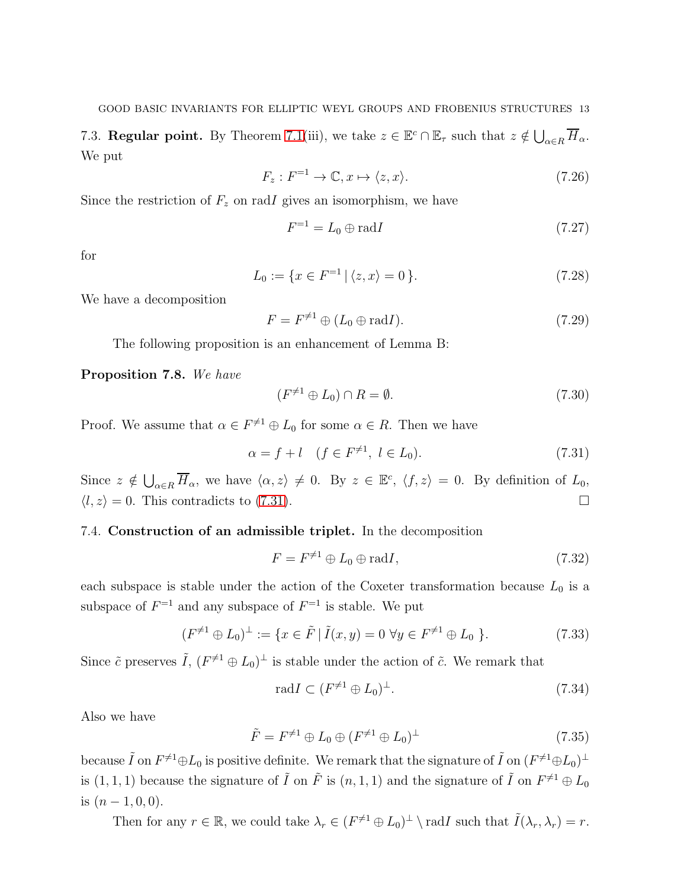7.3. **Regular point.** By Theorem 7.1(iii), we take $z \in \mathbb{E}^c \cap \mathbb{E}_\tau$ such that $z \notin \bigcup_{\alpha \in R} \overline{H}_\alpha$. We put

$$F_z : F^{=1} \to \mathbb{C}, x \mapsto \langle z, x \rangle. \tag{7.26}$$

Since the restriction of $F_z$ on $\mathrm{rad}I$ gives an isomorphism, we have

$$F^{=1} = L_0 \oplus \mathrm{rad}I \tag{7.27}$$

for

$$L_0 := \{ x \in F^{=1} \,|\, \langle z, x \rangle = 0 \}. \tag{7.28}$$

We have a decomposition

$$F = F^{\neq 1} \oplus (L_0 \oplus \mathrm{rad}I). \tag{7.29}$$

The following proposition is an enhancement of Lemma B:

**Proposition 7.8.** *We have*

$$(F^{\neq 1} \oplus L_0) \cap R = \emptyset. \tag{7.30}$$

Proof. We assume that $\alpha \in F^{\neq 1} \oplus L_0$ for some $\alpha \in R$. Then we have

$$\alpha = f + l \quad (f \in F^{\neq 1},\ l \in L_0). \tag{7.31}$$

Since $z \notin \bigcup_{\alpha \in R} \overline{H}_\alpha$, we have $\langle \alpha, z \rangle \neq 0$. By $z \in \mathbb{E}^c$, $\langle f, z \rangle = 0$. By definition of $L_0$, $\langle l, z \rangle = 0$. This contradicts to (7.31). $\square$

7.4. **Construction of an admissible triplet.** In the decomposition

$$F = F^{\neq 1} \oplus L_0 \oplus \mathrm{rad}I, \tag{7.32}$$

each subspace is stable under the action of the Coxeter transformation because $L_0$ is a subspace of $F^{=1}$ and any subspace of $F^{=1}$ is stable. We put

$$(F^{\neq 1} \oplus L_0)^\perp := \{ x \in \tilde{F} \,|\, \tilde{I}(x, y) = 0 \ \forall y \in F^{\neq 1} \oplus L_0 \ \}. \tag{7.33}$$

Since $\tilde{c}$ preserves $\tilde{I}$, $(F^{\neq 1} \oplus L_0)^\perp$ is stable under the action of $\tilde{c}$. We remark that

$$\mathrm{rad}I \subset (F^{\neq 1} \oplus L_0)^\perp. \tag{7.34}$$

Also we have

$$\tilde{F} = F^{\neq 1} \oplus L_0 \oplus (F^{\neq 1} \oplus L_0)^\perp \tag{7.35}$$

because $\tilde{I}$ on $F^{\neq 1} \oplus L_0$ is positive definite. We remark that the signature of $\tilde{I}$ on $(F^{\neq 1} \oplus L_0)^\perp$ is $(1, 1, 1)$ because the signature of $\tilde{I}$ on $\tilde{F}$ is $(n, 1, 1)$ and the signature of $\tilde{I}$ on $F^{\neq 1} \oplus L_0$ is $(n-1, 0, 0)$.

Then for any $r \in \mathbb{R}$, we could take $\lambda_r \in (F^{\neq 1} \oplus L_0)^\perp \setminus \mathrm{rad}I$ such that $\tilde{I}(\lambda_r, \lambda_r) = r$.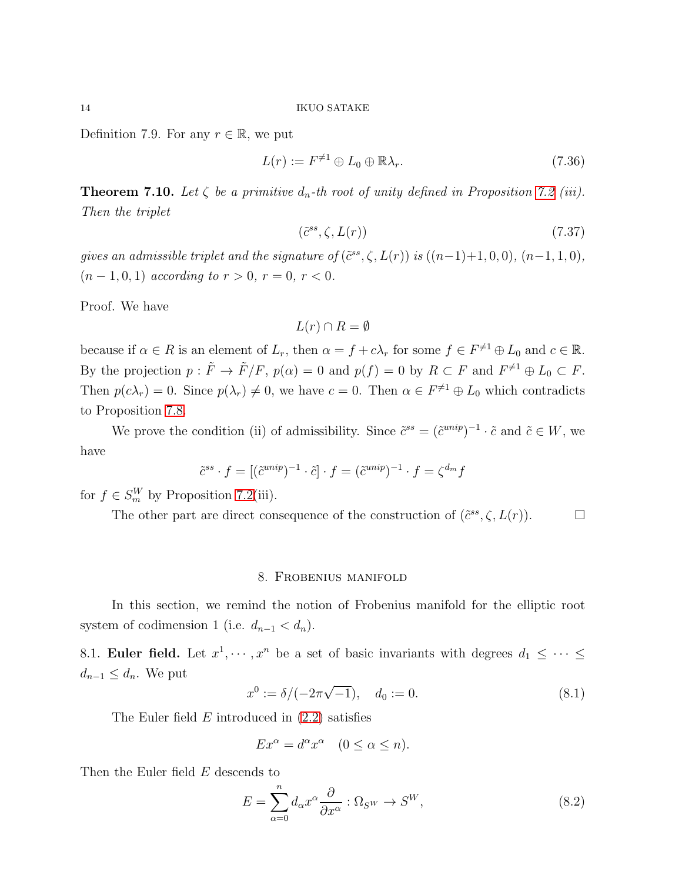Definition 7.9. For any $r \in \mathbb{R}$, we put

$$L(r) := F^{\neq 1} \oplus L_0 \oplus \mathbb{R}\lambda_r. \tag{7.36}$$

**Theorem 7.10.** *Let $\zeta$ be a primitive $d_n$-th root of unity defined in Proposition 7.2 (iii). Then the triplet*

$$(\tilde{c}^{ss}, \zeta, L(r)) \tag{7.37}$$

*gives an admissible triplet and the signature of $(\tilde{c}^{ss}, \zeta, L(r))$ is $((n-1)+1, 0, 0)$, $(n-1, 1, 0)$, $(n-1, 0, 1)$ according to $r > 0$, $r = 0$, $r < 0$.*

Proof. We have

$$L(r) \cap R = \emptyset$$

because if $\alpha \in R$ is an element of $L_r$, then $\alpha = f + c\lambda_r$ for some $f \in F^{\neq 1} \oplus L_0$ and $c \in \mathbb{R}$. By the projection $p : \tilde{F} \to \tilde{F}/F$, $p(\alpha) = 0$ and $p(f) = 0$ by $R \subset F$ and $F^{\neq 1} \oplus L_0 \subset F$. Then $p(c\lambda_r) = 0$. Since $p(\lambda_r) \neq 0$, we have $c = 0$. Then $\alpha \in F^{\neq 1} \oplus L_0$ which contradicts to Proposition 7.8.

We prove the condition (ii) of admissibility. Since $\tilde{c}^{ss} = (\tilde{c}^{unip})^{-1} \cdot \tilde{c}$ and $\tilde{c} \in W$, we have

$$\tilde{c}^{ss} \cdot f = [(\tilde{c}^{unip})^{-1} \cdot \tilde{c}] \cdot f = (\tilde{c}^{unip})^{-1} \cdot f = \zeta^{d_m} f$$

for $f \in S_m^W$ by Proposition 7.2(iii).

The other part are direct consequence of the construction of $(\tilde{c}^{ss}, \zeta, L(r))$. $\square$

## 8. Frobenius manifold

In this section, we remind the notion of Frobenius manifold for the elliptic root system of codimension 1 (i.e. $d_{n-1} < d_n$).

8.1. **Euler field.** Let $x^1, \cdots, x^n$ be a set of basic invariants with degrees $d_1 \leq \cdots \leq d_{n-1} \leq d_n$. We put

$$x^0 := \delta/(-2\pi\sqrt{-1}), \quad d_0 := 0. \tag{8.1}$$

The Euler field $E$ introduced in (2.2) satisfies

$$Ex^\alpha = d^\alpha x^\alpha \quad (0 \leq \alpha \leq n).$$

Then the Euler field $E$ descends to

$$E = \sum_{\alpha=0}^{n} d_\alpha x^\alpha \frac{\partial}{\partial x^\alpha} : \Omega_{S^W} \to S^W, \tag{8.2}$$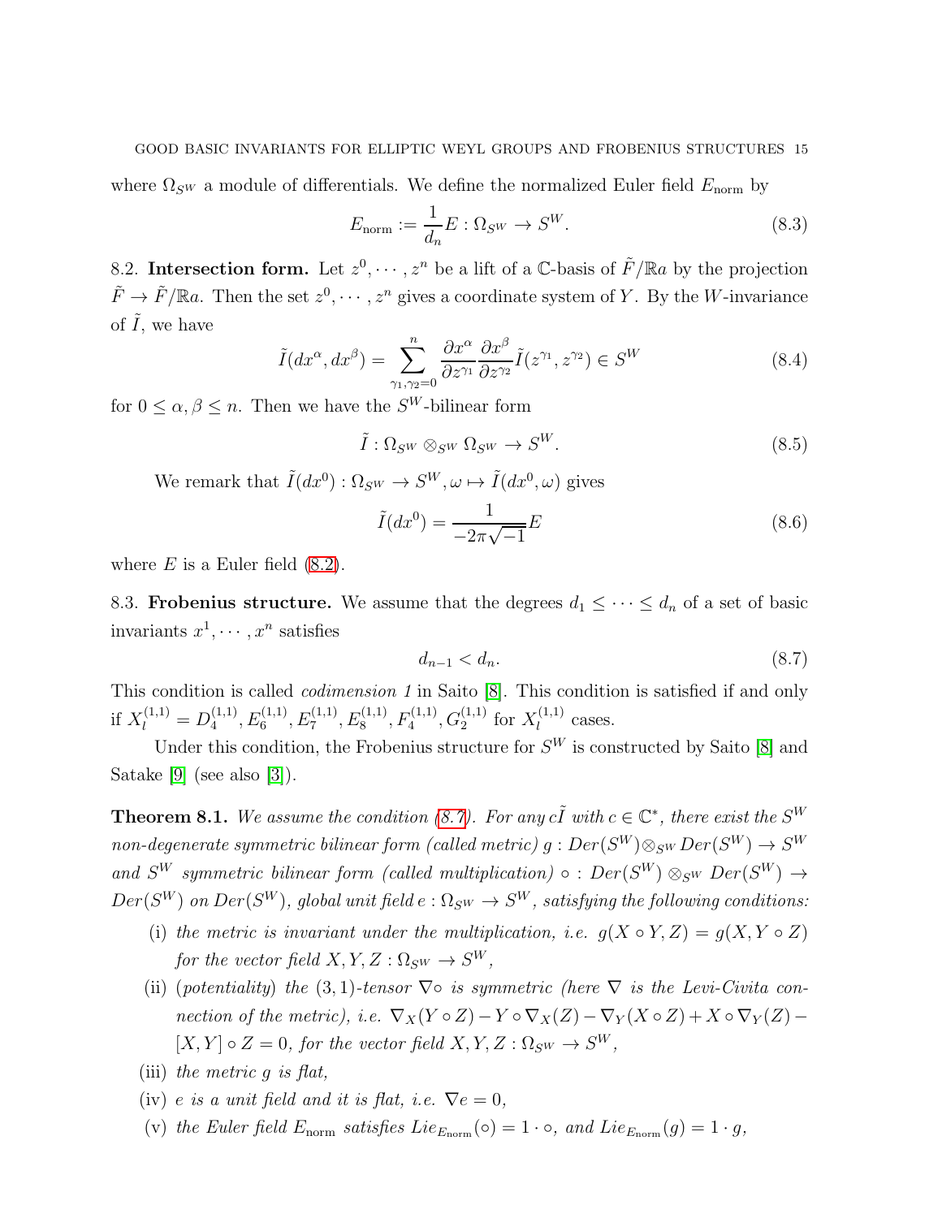where $\Omega_{S^W}$ a module of differentials. We define the normalized Euler field $E_{\rm norm}$ by

$$E_{\rm norm} := \frac{1}{d_n} E : \Omega_{S^W} \to S^W. \tag{8.3}$$

8.2. **Intersection form.** Let $z^0, \cdots, z^n$ be a lift of a $\mathbb{C}$-basis of $\tilde{F}/\mathbb{R}a$ by the projection $\tilde{F} \to \tilde{F}/\mathbb{R}a$. Then the set $z^0, \cdots, z^n$ gives a coordinate system of $Y$. By the $W$-invariance of $\tilde{I}$, we have

$$\tilde{I}(dx^\alpha, dx^\beta) = \sum_{\gamma_1, \gamma_2 = 0}^{n} \frac{\partial x^\alpha}{\partial z^{\gamma_1}} \frac{\partial x^\beta}{\partial z^{\gamma_2}} \tilde{I}(z^{\gamma_1}, z^{\gamma_2}) \in S^W \tag{8.4}$$

for $0 \leq \alpha, \beta \leq n$. Then we have the $S^W$-bilinear form

$$\tilde{I} : \Omega_{S^W} \otimes_{S^W} \Omega_{S^W} \to S^W. \tag{8.5}$$

We remark that $\tilde{I}(dx^0) : \Omega_{S^W} \to S^W, \omega \mapsto \tilde{I}(dx^0, \omega)$ gives

$$\tilde{I}(dx^0) = \frac{1}{-2\pi\sqrt{-1}} E \tag{8.6}$$

where $E$ is a Euler field (8.2).

8.3. **Frobenius structure.** We assume that the degrees $d_1 \leq \cdots \leq d_n$ of a set of basic invariants $x^1, \cdots, x^n$ satisfies

$$d_{n-1} < d_n. \tag{8.7}$$

This condition is called *codimension 1* in Saito [8]. This condition is satisfied if and only if $X_l^{(1,1)} = D_4^{(1,1)}, E_6^{(1,1)}, E_7^{(1,1)}, E_8^{(1,1)}, F_4^{(1,1)}, G_2^{(1,1)}$ for $X_l^{(1,1)}$ cases.

Under this condition, the Frobenius structure for $S^W$ is constructed by Saito [8] and Satake [9] (see also [3]).

**Theorem 8.1.** *We assume the condition (8.7). For any $c\tilde{I}$ with $c \in \mathbb{C}^*$, there exist the $S^W$ non-degenerate symmetric bilinear form (called metric) $g : Der(S^W) \otimes_{S^W} Der(S^W) \to S^W$ and $S^W$ symmetric bilinear form (called multiplication) $\circ : Der(S^W) \otimes_{S^W} Der(S^W) \to Der(S^W)$ on $Der(S^W)$, global unit field $e : \Omega_{S^W} \to S^W$, satisfying the following conditions:*

(i) *the metric is invariant under the multiplication, i.e. $g(X \circ Y, Z) = g(X, Y \circ Z)$ for the vector field $X, Y, Z : \Omega_{S^W} \to S^W$,*

(ii) *(potentiality) the $(3,1)$-tensor $\nabla \circ$ is symmetric (here $\nabla$ is the Levi-Civita connection of the metric), i.e. $\nabla_X(Y \circ Z) - Y \circ \nabla_X(Z) - \nabla_Y(X \circ Z) + X \circ \nabla_Y(Z) - [X, Y] \circ Z = 0$, for the vector field $X, Y, Z : \Omega_{S^W} \to S^W$,*

(iii) *the metric $g$ is flat,*

(iv) *$e$ is a unit field and it is flat, i.e. $\nabla e = 0$,*

(v) *the Euler field $E_{\rm norm}$ satisfies $Lie_{E_{\rm norm}}(\circ) = 1 \cdot \circ$, and $Lie_{E_{\rm norm}}(g) = 1 \cdot g$,*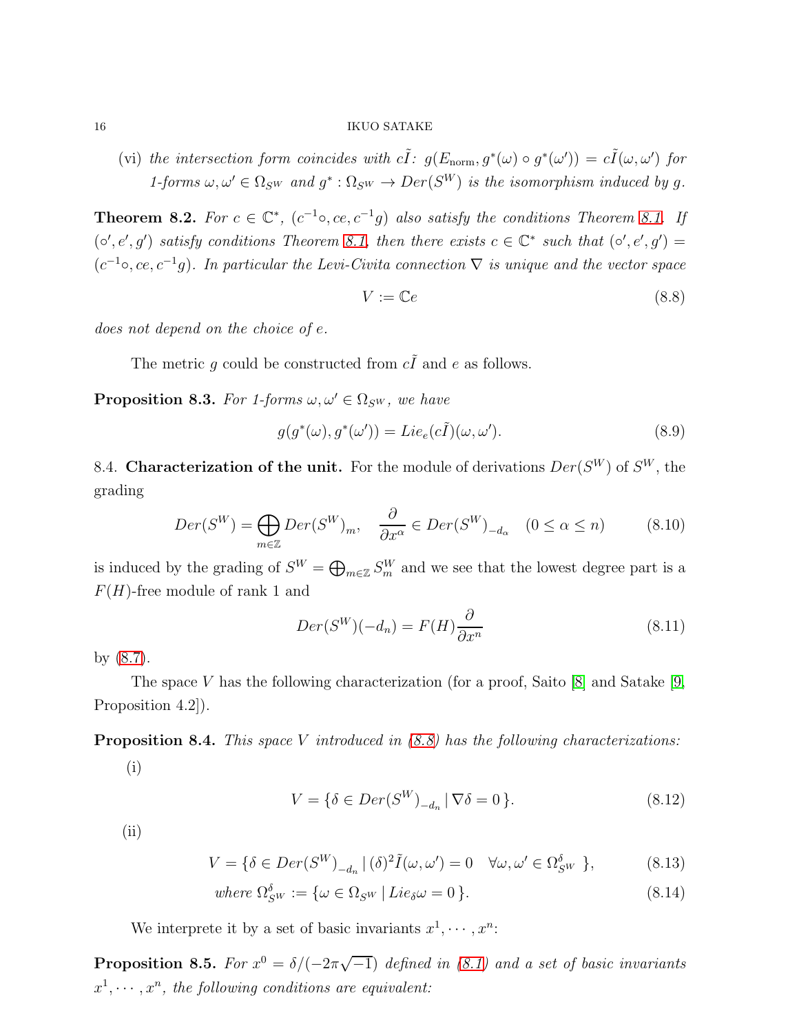(vi) *the intersection form coincides with* $c\tilde{I}$*:* $g(E_{\mathrm{norm}}, g^*(\omega)\circ g^*(\omega')) = c\tilde{I}(\omega,\omega')$ *for 1-forms* $\omega,\omega' \in \Omega_{S^W}$ *and* $g^* : \Omega_{S^W} \to Der(S^W)$ *is the isomorphism induced by* $g$*.*

**Theorem 8.2.** *For* $c \in \mathbb{C}^*$*,* $(c^{-1}\circ, ce, c^{-1}g)$ *also satisfy the conditions Theorem 8.1. If* $(\circ', e', g')$ *satisfy conditions Theorem 8.1, then there exists* $c \in \mathbb{C}^*$ *such that* $(\circ', e', g') = (c^{-1}\circ, ce, c^{-1}g)$*. In particular the Levi-Civita connection* $\nabla$ *is unique and the vector space*

$$V := \mathbb{C}e \tag{8.8}$$

*does not depend on the choice of* $e$*.*

The metric $g$ could be constructed from $c\tilde{I}$ and $e$ as follows.

**Proposition 8.3.** *For 1-forms* $\omega,\omega' \in \Omega_{S^W}$*, we have*

$$g(g^*(\omega), g^*(\omega')) = Lie_e(c\tilde{I})(\omega,\omega'). \tag{8.9}$$

8.4. **Characterization of the unit.** For the module of derivations $Der(S^W)$ of $S^W$, the grading

$$Der(S^W) = \bigoplus_{m\in\mathbb{Z}} Der(S^W)_m, \quad \frac{\partial}{\partial x^\alpha} \in Der(S^W)_{-d_\alpha} \quad (0 \le \alpha \le n) \tag{8.10}$$

is induced by the grading of $S^W = \bigoplus_{m\in\mathbb{Z}} S^W_m$ and we see that the lowest degree part is a $F(H)$-free module of rank 1 and

$$Der(S^W)(-d_n) = F(H)\frac{\partial}{\partial x^n} \tag{8.11}$$

by (8.7).

The space $V$ has the following characterization (for a proof, Saito [8] and Satake [9, Proposition 4.2]).

**Proposition 8.4.** *This space* $V$ *introduced in (8.8) has the following characterizations:*

(i)

$$V = \{\delta \in Der(S^W)_{-d_n} \,|\, \nabla\delta = 0\}. \tag{8.12}$$

(ii)

$$V = \{\delta \in Der(S^W)_{-d_n} \,|\, (\delta)^2\tilde{I}(\omega,\omega') = 0 \quad \forall \omega,\omega' \in \Omega^\delta_{S^W}\}, \tag{8.13}$$

$$\text{where } \Omega^\delta_{S^W} := \{\omega \in \Omega_{S^W} \,|\, Lie_\delta\omega = 0\}. \tag{8.14}$$

We interprete it by a set of basic invariants $x^1,\cdots,x^n$:

**Proposition 8.5.** *For* $x^0 = \delta/(-2\pi\sqrt{-1})$ *defined in (8.1) and a set of basic invariants* $x^1,\cdots,x^n$*, the following conditions are equivalent:*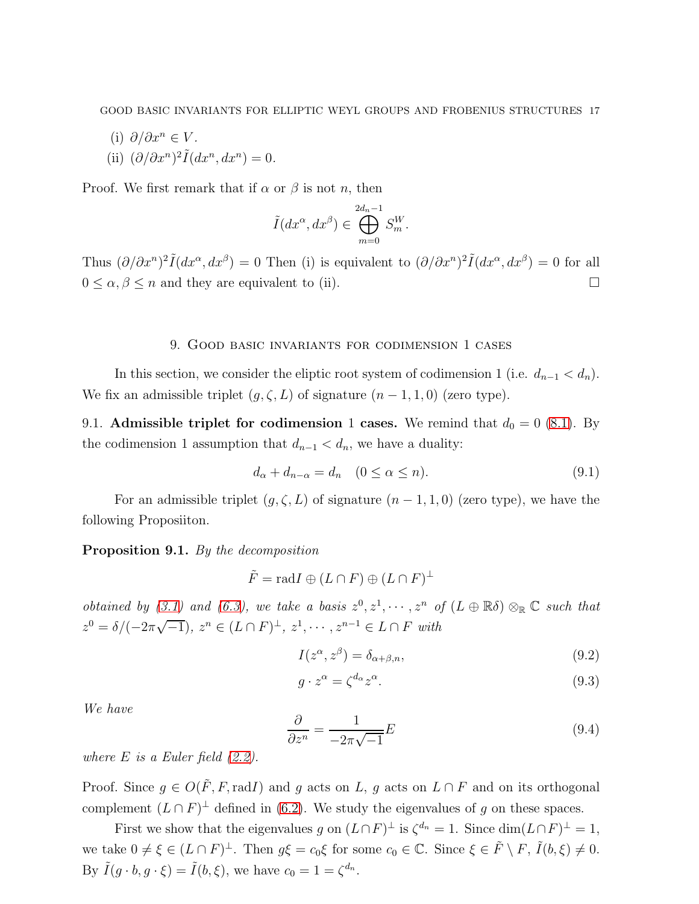(i) $\partial/\partial x^n \in V$.

(ii) $(\partial/\partial x^n)^2 \tilde{I}(dx^n, dx^n) = 0$.

Proof. We first remark that if $\alpha$ or $\beta$ is not $n$, then

$$\tilde{I}(dx^\alpha, dx^\beta) \in \bigoplus_{m=0}^{2d_n-1} S_m^W.$$

Thus $(\partial/\partial x^n)^2 \tilde{I}(dx^\alpha, dx^\beta) = 0$ Then (i) is equivalent to $(\partial/\partial x^n)^2 \tilde{I}(dx^\alpha, dx^\beta) = 0$ for all $0 \le \alpha, \beta \le n$ and they are equivalent to (ii). □

## 9. Good basic invariants for codimension 1 cases

In this section, we consider the eliptic root system of codimension 1 (i.e. $d_{n-1} < d_n$). We fix an admissible triplet $(g, \zeta, L)$ of signature $(n-1, 1, 0)$ (zero type).

9.1. **Admissible triplet for codimension 1 cases.** We remind that $d_0 = 0$ (8.1). By the codimension 1 assumption that $d_{n-1} < d_n$, we have a duality:

$$d_\alpha + d_{n-\alpha} = d_n \quad (0 \le \alpha \le n). \tag{9.1}$$

For an admissible triplet $(g, \zeta, L)$ of signature $(n-1, 1, 0)$ (zero type), we have the following Proposiiton.

**Proposition 9.1.** *By the decomposition*

$$\tilde{F} = \mathrm{rad} I \oplus (L \cap F) \oplus (L \cap F)^\perp$$

*obtained by (3.1) and (6.3), we take a basis $z^0, z^1, \cdots, z^n$ of $(L \oplus \mathbb{R}\delta) \otimes_\mathbb{R} \mathbb{C}$ such that $z^0 = \delta/(-2\pi\sqrt{-1})$, $z^n \in (L \cap F)^\perp$, $z^1, \cdots, z^{n-1} \in L \cap F$ with*

$$I(z^\alpha, z^\beta) = \delta_{\alpha+\beta,n}, \tag{9.2}$$

$$g \cdot z^\alpha = \zeta^{d_\alpha} z^\alpha. \tag{9.3}$$

*We have*

$$\frac{\partial}{\partial z^n} = \frac{1}{-2\pi\sqrt{-1}} E \tag{9.4}$$

*where $E$ is a Euler field (2.2).*

Proof. Since $g \in O(\tilde{F}, F, \mathrm{rad} I)$ and $g$ acts on $L$, $g$ acts on $L \cap F$ and on its orthogonal complement $(L \cap F)^\perp$ defined in (6.2). We study the eigenvalues of $g$ on these spaces.

First we show that the eigenvalues $g$ on $(L \cap F)^\perp$ is $\zeta^{d_n} = 1$. Since $\dim(L \cap F)^\perp = 1$, we take $0 \ne \xi \in (L \cap F)^\perp$. Then $g\xi = c_0 \xi$ for some $c_0 \in \mathbb{C}$. Since $\xi \in \tilde{F} \setminus F$, $\tilde{I}(b, \xi) \ne 0$. By $\tilde{I}(g \cdot b, g \cdot \xi) = \tilde{I}(b, \xi)$, we have $c_0 = 1 = \zeta^{d_n}$.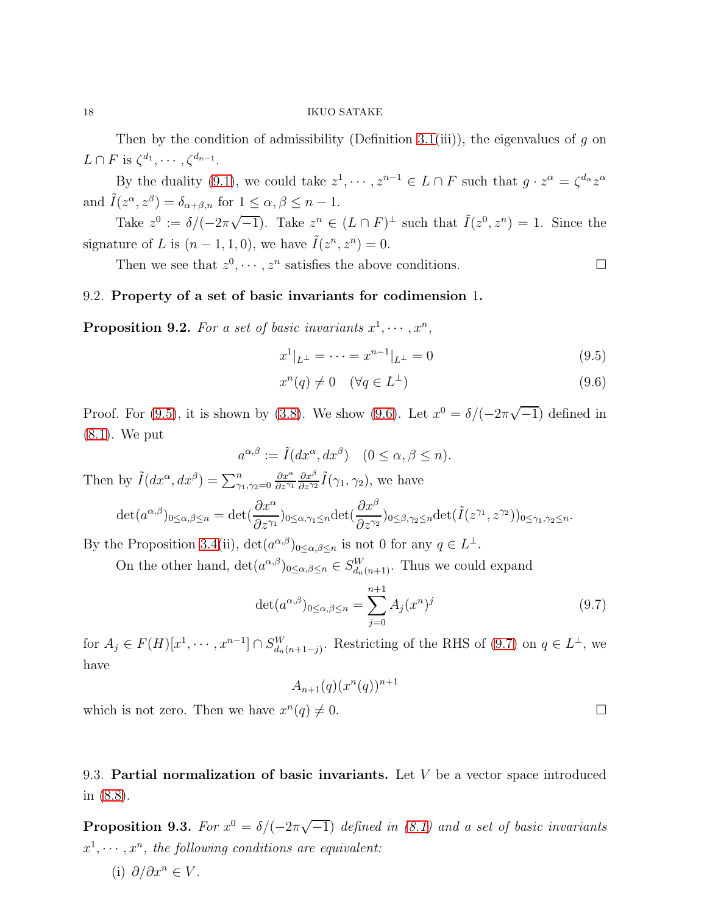Then by the condition of admissibility (Definition 3.1(iii)), the eigenvalues of $g$ on $L \cap F$ is $\zeta^{d_1}, \cdots, \zeta^{d_{n-1}}$.

By the duality (9.1), we could take $z^1, \cdots, z^{n-1} \in L \cap F$ such that $g \cdot z^\alpha = \zeta^{d_\alpha} z^\alpha$ and $\tilde{I}(z^\alpha, z^\beta) = \delta_{\alpha+\beta,n}$ for $1 \leq \alpha, \beta \leq n-1$.

Take $z^0 := \delta/(-2\pi\sqrt{-1})$. Take $z^n \in (L \cap F)^\perp$ such that $\tilde{I}(z^0, z^n) = 1$. Since the signature of $L$ is $(n-1, 1, 0)$, we have $\tilde{I}(z^n, z^n) = 0$.

Then we see that $z^0, \cdots, z^n$ satisfies the above conditions. $\square$

### 9.2. Property of a set of basic invariants for codimension 1.

**Proposition 9.2.** *For a set of basic invariants $x^1, \cdots, x^n$,*

$$x^1|_{L^\perp} = \cdots = x^{n-1}|_{L^\perp} = 0 \tag{9.5}$$

$$x^n(q) \neq 0 \quad (\forall q \in L^\perp) \tag{9.6}$$

Proof. For (9.5), it is shown by (3.8). We show (9.6). Let $x^0 = \delta/(-2\pi\sqrt{-1})$ defined in (8.1). We put

$$a^{\alpha,\beta} := \tilde{I}(dx^\alpha, dx^\beta) \quad (0 \leq \alpha, \beta \leq n).$$

Then by $\tilde{I}(dx^\alpha, dx^\beta) = \sum_{\gamma_1,\gamma_2=0}^n \frac{\partial x^\alpha}{\partial z^{\gamma_1}} \frac{\partial x^\beta}{\partial z^{\gamma_2}} \tilde{I}(\gamma_1, \gamma_2)$, we have

$$\det(a^{\alpha,\beta})_{0 \leq \alpha,\beta \leq n} = \det(\frac{\partial x^\alpha}{\partial z^{\gamma_1}})_{0 \leq \alpha,\gamma_1 \leq n} \det(\frac{\partial x^\beta}{\partial z^{\gamma_2}})_{0 \leq \beta,\gamma_2 \leq n} \det(\tilde{I}(z^{\gamma_1}, z^{\gamma_2}))_{0 \leq \gamma_1,\gamma_2 \leq n}.$$

By the Proposition 3.4(ii), $\det(a^{\alpha,\beta})_{0 \leq \alpha,\beta \leq n}$ is not 0 for any $q \in L^\perp$.

On the other hand, $\det(a^{\alpha,\beta})_{0 \leq \alpha,\beta \leq n} \in S^W_{d_n(n+1)}$. Thus we could expand

$$\det(a^{\alpha,\beta})_{0 \leq \alpha,\beta \leq n} = \sum_{j=0}^{n+1} A_j (x^n)^j \tag{9.7}$$

for $A_j \in F(H)[x^1, \cdots, x^{n-1}] \cap S^W_{d_n(n+1-j)}$. Restricting of the RHS of (9.7) on $q \in L^\perp$, we have

$$A_{n+1}(q)(x^n(q))^{n+1}$$

which is not zero. Then we have $x^n(q) \neq 0$. $\square$

### 9.3. Partial normalization of basic invariants.

Let $V$ be a vector space introduced in (8.8).

**Proposition 9.3.** *For $x^0 = \delta/(-2\pi\sqrt{-1})$ defined in (8.1) and a set of basic invariants $x^1, \cdots, x^n$, the following conditions are equivalent:*

(i) $\partial/\partial x^n \in V$.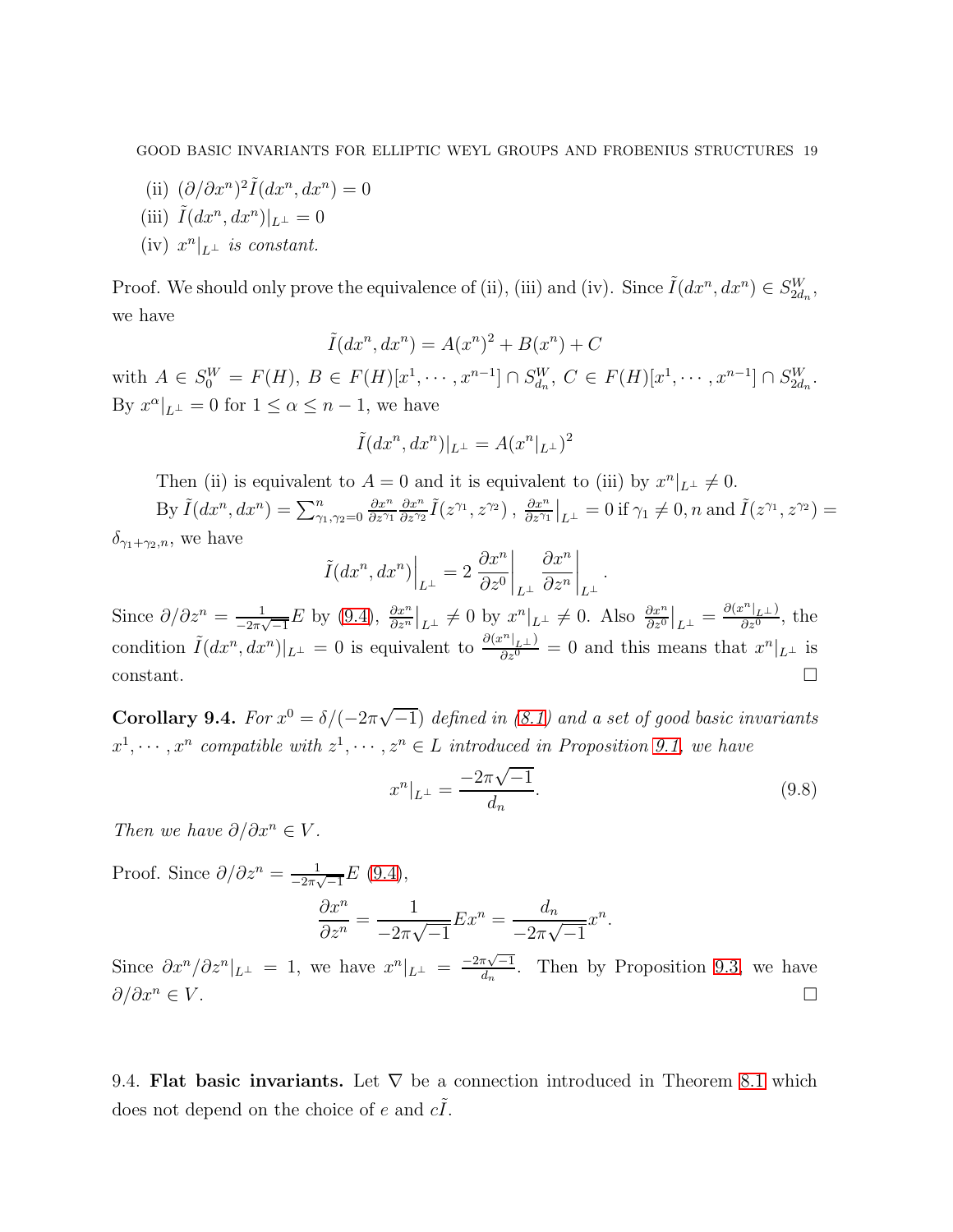(ii) $(\partial/\partial x^n)^2 \tilde{I}(dx^n, dx^n) = 0$

(iii) $\tilde{I}(dx^n, dx^n)|_{L^\perp} = 0$

(iv) $x^n|_{L^\perp}$ *is constant.*

Proof. We should only prove the equivalence of (ii), (iii) and (iv). Since $\tilde{I}(dx^n, dx^n) \in S^W_{2d_n}$, we have

$$\tilde{I}(dx^n, dx^n) = A(x^n)^2 + B(x^n) + C$$

with $A \in S^W_0 = F(H)$, $B \in F(H)[x^1, \cdots, x^{n-1}] \cap S^W_{d_n}$, $C \in F(H)[x^1, \cdots, x^{n-1}] \cap S^W_{2d_n}$. By $x^\alpha|_{L^\perp} = 0$ for $1 \leq \alpha \leq n-1$, we have

$$\tilde{I}(dx^n, dx^n)|_{L^\perp} = A(x^n|_{L^\perp})^2$$

Then (ii) is equivalent to $A = 0$ and it is equivalent to (iii) by $x^n|_{L^\perp} \neq 0$.

By $\tilde{I}(dx^n, dx^n) = \sum_{\gamma_1, \gamma_2 = 0}^n \frac{\partial x^n}{\partial z^{\gamma_1}} \frac{\partial x^n}{\partial z^{\gamma_2}} \tilde{I}(z^{\gamma_1}, z^{\gamma_2})$ , $\left.\frac{\partial x^n}{\partial z^{\gamma_1}}\right|_{L^\perp} = 0$ if $\gamma_1 \neq 0, n$ and $\tilde{I}(z^{\gamma_1}, z^{\gamma_2}) = \delta_{\gamma_1 + \gamma_2, n}$, we have

$$\left.\tilde{I}(dx^n, dx^n)\right|_{L^\perp} = 2 \left.\frac{\partial x^n}{\partial z^0}\right|_{L^\perp} \left.\frac{\partial x^n}{\partial z^n}\right|_{L^\perp}.$$

Since $\partial/\partial z^n = \frac{1}{-2\pi\sqrt{-1}} E$ by (9.4), $\left.\frac{\partial x^n}{\partial z^n}\right|_{L^\perp} \neq 0$ by $x^n|_{L^\perp} \neq 0$. Also $\left.\frac{\partial x^n}{\partial z^0}\right|_{L^\perp} = \frac{\partial (x^n|_{L^\perp})}{\partial z^0}$, the condition $\tilde{I}(dx^n, dx^n)|_{L^\perp} = 0$ is equivalent to $\frac{\partial (x^n|_{L^\perp})}{\partial z^0} = 0$ and this means that $x^n|_{L^\perp}$ is constant. □

**Corollary 9.4.** *For $x^0 = \delta/(-2\pi\sqrt{-1})$ defined in (8.1) and a set of good basic invariants $x^1, \cdots, x^n$ compatible with $z^1, \cdots, z^n \in L$ introduced in Proposition 9.1, we have*

$$x^n|_{L^\perp} = \frac{-2\pi\sqrt{-1}}{d_n}. \tag{9.8}$$

*Then we have $\partial/\partial x^n \in V$.*

Proof. Since $\partial/\partial z^n = \frac{1}{-2\pi\sqrt{-1}} E$ (9.4),

$$\frac{\partial x^n}{\partial z^n} = \frac{1}{-2\pi\sqrt{-1}} E x^n = \frac{d_n}{-2\pi\sqrt{-1}} x^n.$$

Since $\partial x^n / \partial z^n|_{L^\perp} = 1$, we have $x^n|_{L^\perp} = \frac{-2\pi\sqrt{-1}}{d_n}$. Then by Proposition 9.3, we have $\partial/\partial x^n \in V$. □

9.4. **Flat basic invariants.** Let $\nabla$ be a connection introduced in Theorem 8.1 which does not depend on the choice of $e$ and $c\tilde{I}$.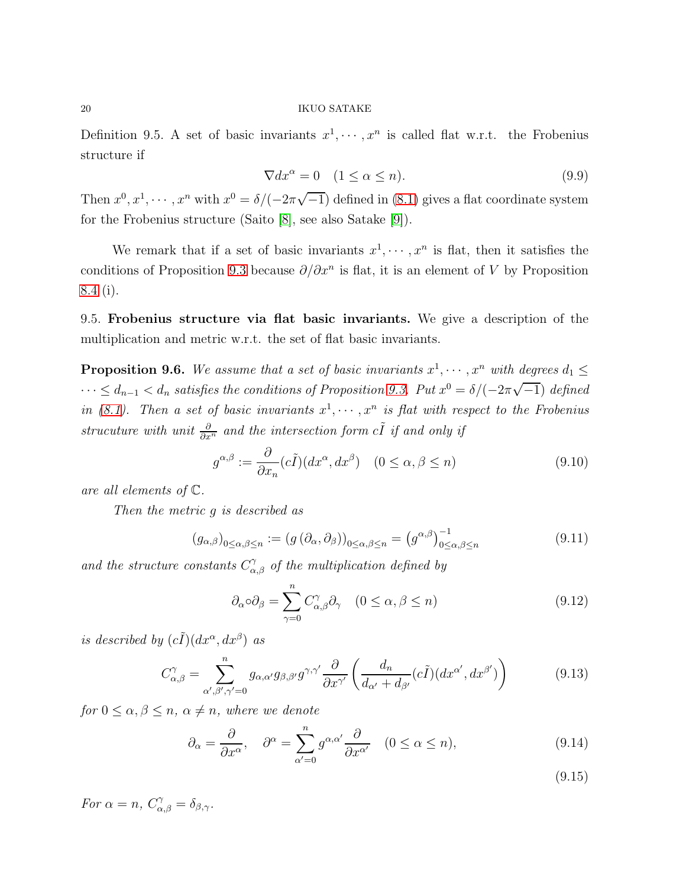Definition 9.5. A set of basic invariants $x^1, \cdots, x^n$ is called flat w.r.t. the Frobenius structure if

$$\nabla dx^\alpha = 0 \quad (1 \leq \alpha \leq n). \tag{9.9}$$

Then $x^0, x^1, \cdots, x^n$ with $x^0 = \delta/(-2\pi\sqrt{-1})$ defined in (8.1) gives a flat coordinate system for the Frobenius structure (Saito [8], see also Satake [9]).

We remark that if a set of basic invariants $x^1, \cdots, x^n$ is flat, then it satisfies the conditions of Proposition 9.3 because $\partial/\partial x^n$ is flat, it is an element of $V$ by Proposition 8.4 (i).

9.5. **Frobenius structure via flat basic invariants.** We give a description of the multiplication and metric w.r.t. the set of flat basic invariants.

**Proposition 9.6.** *We assume that a set of basic invariants $x^1, \cdots, x^n$ with degrees $d_1 \leq \cdots \leq d_{n-1} < d_n$ satisfies the conditions of Proposition 9.3. Put $x^0 = \delta/(-2\pi\sqrt{-1})$ defined in (8.1). Then a set of basic invariants $x^1, \cdots, x^n$ is flat with respect to the Frobenius strucuture with unit $\frac{\partial}{\partial x^n}$ and the intersection form $c\tilde{I}$ if and only if*

$$g^{\alpha,\beta} := \frac{\partial}{\partial x_n}(c\tilde{I})(dx^\alpha, dx^\beta) \quad (0 \leq \alpha, \beta \leq n) \tag{9.10}$$

*are all elements of $\mathbb{C}$.*

*Then the metric $g$ is described as*

$$(g_{\alpha,\beta})_{0\leq\alpha,\beta\leq n} := (g(\partial_\alpha, \partial_\beta))_{0\leq\alpha,\beta\leq n} = \left(g^{\alpha,\beta}\right)^{-1}_{0\leq\alpha,\beta\leq n} \tag{9.11}$$

*and the structure constants $C^\gamma_{\alpha,\beta}$ of the multiplication defined by*

$$\partial_\alpha \circ \partial_\beta = \sum_{\gamma=0}^{n} C^\gamma_{\alpha,\beta} \partial_\gamma \quad (0 \leq \alpha, \beta \leq n) \tag{9.12}$$

*is described by $(c\tilde{I})(dx^\alpha, dx^\beta)$ as*

$$C^\gamma_{\alpha,\beta} = \sum_{\alpha',\beta',\gamma'=0}^{n} g_{\alpha,\alpha'} g_{\beta,\beta'} g^{\gamma,\gamma'} \frac{\partial}{\partial x^{\gamma'}} \left( \frac{d_n}{d_{\alpha'} + d_{\beta'}} (c\tilde{I})(dx^{\alpha'}, dx^{\beta'}) \right) \tag{9.13}$$

*for $0 \leq \alpha, \beta \leq n$, $\alpha \neq n$, where we denote*

$$\partial_\alpha = \frac{\partial}{\partial x^\alpha}, \quad \partial^\alpha = \sum_{\alpha'=0}^{n} g^{\alpha,\alpha'} \frac{\partial}{\partial x^{\alpha'}} \quad (0 \leq \alpha \leq n), \tag{9.14}$$

$$\tag{9.15}$$

*For $\alpha = n$, $C^\gamma_{\alpha,\beta} = \delta_{\beta,\gamma}$.*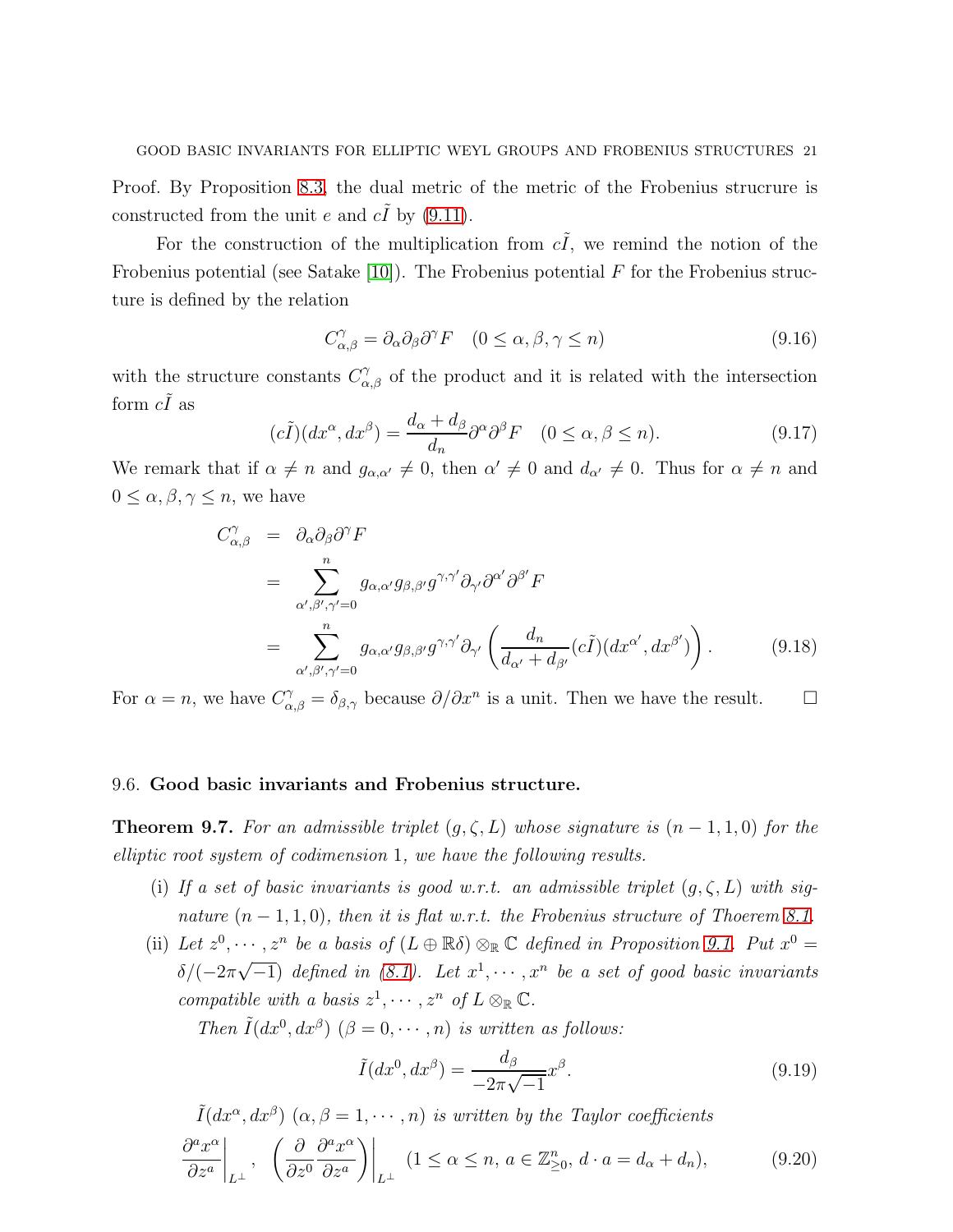Proof. By Proposition 8.3, the dual metric of the metric of the Frobenius strucrure is constructed from the unit $e$ and $c\tilde{I}$ by (9.11).

For the construction of the multiplication from $c\tilde{I}$, we remind the notion of the Frobenius potential (see Satake [10]). The Frobenius potential $F$ for the Frobenius structure is defined by the relation

$$C^{\gamma}_{\alpha,\beta} = \partial_\alpha \partial_\beta \partial^\gamma F \quad (0 \le \alpha, \beta, \gamma \le n) \tag{9.16}$$

with the structure constants $C^{\gamma}_{\alpha,\beta}$ of the product and it is related with the intersection form $c\tilde{I}$ as

$$(c\tilde{I})(dx^\alpha, dx^\beta) = \frac{d_\alpha + d_\beta}{d_n} \partial^\alpha \partial^\beta F \quad (0 \le \alpha, \beta \le n). \tag{9.17}$$

We remark that if $\alpha \neq n$ and $g_{\alpha,\alpha'} \neq 0$, then $\alpha' \neq 0$ and $d_{\alpha'} \neq 0$. Thus for $\alpha \neq n$ and $0 \le \alpha, \beta, \gamma \le n$, we have

$$\begin{aligned}
C^{\gamma}_{\alpha,\beta} &= \partial_\alpha \partial_\beta \partial^\gamma F \\
&= \sum_{\alpha',\beta',\gamma'=0}^{n} g_{\alpha,\alpha'} g_{\beta,\beta'} g^{\gamma,\gamma'} \partial_{\gamma'} \partial^{\alpha'} \partial^{\beta'} F \\
&= \sum_{\alpha',\beta',\gamma'=0}^{n} g_{\alpha,\alpha'} g_{\beta,\beta'} g^{\gamma,\gamma'} \partial_{\gamma'} \left( \frac{d_n}{d_{\alpha'} + d_{\beta'}} (c\tilde{I})(dx^{\alpha'}, dx^{\beta'}) \right).
\end{aligned} \tag{9.18}$$

For $\alpha = n$, we have $C^{\gamma}_{\alpha,\beta} = \delta_{\beta,\gamma}$ because $\partial/\partial x^n$ is a unit. Then we have the result. □

## 9.6. Good basic invariants and Frobenius structure.

**Theorem 9.7.** *For an admissible triplet $(g, \zeta, L)$ whose signature is $(n-1, 1, 0)$ for the elliptic root system of codimension 1, we have the following results.*

(i) *If a set of basic invariants is good w.r.t. an admissible triplet $(g, \zeta, L)$ with signature $(n-1, 1, 0)$, then it is flat w.r.t. the Frobenius structure of Thoerem 8.1.*

(ii) *Let $z^0, \cdots, z^n$ be a basis of $(L \oplus \mathbb{R}\delta) \otimes_{\mathbb{R}} \mathbb{C}$ defined in Proposition 9.1. Put $x^0 = \delta/(-2\pi\sqrt{-1})$ defined in (8.1). Let $x^1, \cdots, x^n$ be a set of good basic invariants compatible with a basis $z^1, \cdots, z^n$ of $L \otimes_{\mathbb{R}} \mathbb{C}$.*

*Then $\tilde{I}(dx^0, dx^\beta)$ $(\beta = 0, \cdots, n)$ is written as follows:*

$$\tilde{I}(dx^0, dx^\beta) = \frac{d_\beta}{-2\pi\sqrt{-1}} x^\beta. \tag{9.19}$$

*$\tilde{I}(dx^\alpha, dx^\beta)$ $(\alpha, \beta = 1, \cdots, n)$ is written by the Taylor coefficients*

$$\left.\frac{\partial^a x^\alpha}{\partial z^a}\right|_{L^\perp}, \quad \left.\left( \frac{\partial}{\partial z^0} \frac{\partial^a x^\alpha}{\partial z^a} \right)\right|_{L^\perp} \quad (1 \le \alpha \le n,\ a \in \mathbb{Z}^n_{\ge 0},\ d \cdot a = d_\alpha + d_n), \tag{9.20}$$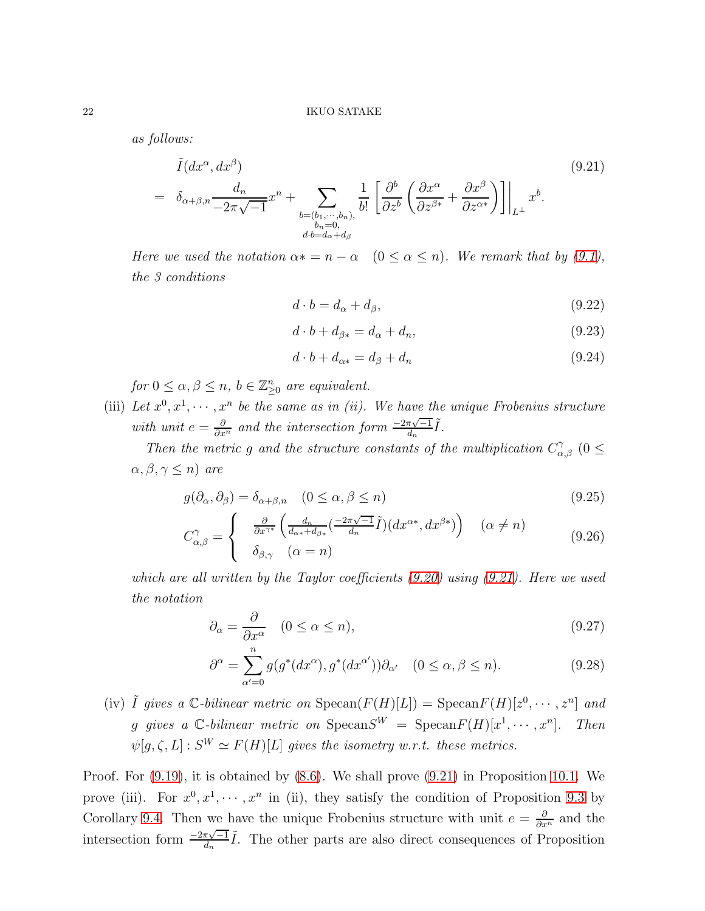*as follows:*

$$
\begin{aligned}
&\tilde{I}(dx^\alpha, dx^\beta) \\
= \;& \delta_{\alpha+\beta,n} \frac{d_n}{-2\pi\sqrt{-1}} x^n + \sum_{\substack{b=(b_1,\cdots,b_n),\\ b_n=0,\\ d\cdot b = d_\alpha + d_\beta}} \frac{1}{b!} \left[ \frac{\partial^b}{\partial z^b} \left( \frac{\partial x^\alpha}{\partial z^{\beta *}} + \frac{\partial x^\beta}{\partial z^{\alpha *}} \right) \right] \Bigg|_{L^\perp} x^b.
\end{aligned}
\tag{9.21}
$$

*Here we used the notation $\alpha * = n - \alpha \quad (0 \le \alpha \le n)$. We remark that by (9.1), the 3 conditions*

$$d \cdot b = d_\alpha + d_\beta, \tag{9.22}$$

$$d \cdot b + d_{\beta *} = d_\alpha + d_n, \tag{9.23}$$

$$d \cdot b + d_{\alpha *} = d_\beta + d_n \tag{9.24}$$

*for $0 \le \alpha, \beta \le n$, $b \in \mathbb{Z}^n_{\ge 0}$ are equivalent.*

(iii) *Let $x^0, x^1, \cdots, x^n$ be the same as in (ii). We have the unique Frobenius structure with unit $e = \frac{\partial}{\partial x^n}$ and the intersection form $\frac{-2\pi\sqrt{-1}}{d_n}\tilde{I}$.*

*Then the metric $g$ and the structure constants of the multiplication $C^\gamma_{\alpha,\beta}$ $(0 \le \alpha, \beta, \gamma \le n)$ are*

$$g(\partial_\alpha, \partial_\beta) = \delta_{\alpha+\beta,n} \quad (0 \le \alpha, \beta \le n) \tag{9.25}$$

$$C^\gamma_{\alpha,\beta} = \begin{cases} \frac{\partial}{\partial x^{\gamma *}} \left( \frac{d_n}{d_{\alpha *} + d_{\beta *}} (\frac{-2\pi\sqrt{-1}}{d_n} \tilde{I})(dx^{\alpha *}, dx^{\beta *}) \right) & (\alpha \ne n) \\ \delta_{\beta,\gamma} \quad (\alpha = n) \end{cases} \tag{9.26}$$

*which are all written by the Taylor coefficients (9.20) using (9.21). Here we used the notation*

$$\partial_\alpha = \frac{\partial}{\partial x^\alpha} \quad (0 \le \alpha \le n), \tag{9.27}$$

$$\partial^\alpha = \sum_{\alpha'=0}^{n} g(g^*(dx^\alpha), g^*(dx^{\alpha'}))\partial_{\alpha'} \quad (0 \le \alpha, \beta \le n). \tag{9.28}$$

(iv) *$\tilde{I}$ gives a $\mathbb{C}$-bilinear metric on $\mathrm{Specan}(F(H)[L]) = \mathrm{Specan}F(H)[z^0, \cdots, z^n]$ and $g$ gives a $\mathbb{C}$-bilinear metric on $\mathrm{Specan}S^W = \mathrm{Specan}F(H)[x^1, \cdots, x^n]$. Then $\psi[g, \zeta, L] : S^W \simeq F(H)[L]$ gives the isometry w.r.t. these metrics.*

Proof. For (9.19), it is obtained by (8.6). We shall prove (9.21) in Proposition 10.1. We prove (iii). For $x^0, x^1, \cdots, x^n$ in (ii), they satisfy the condition of Proposition 9.3 by Corollary 9.4. Then we have the unique Frobenius structure with unit $e = \frac{\partial}{\partial x^n}$ and the intersection form $\frac{-2\pi\sqrt{-1}}{d_n}\tilde{I}$. The other parts are also direct consequences of Proposition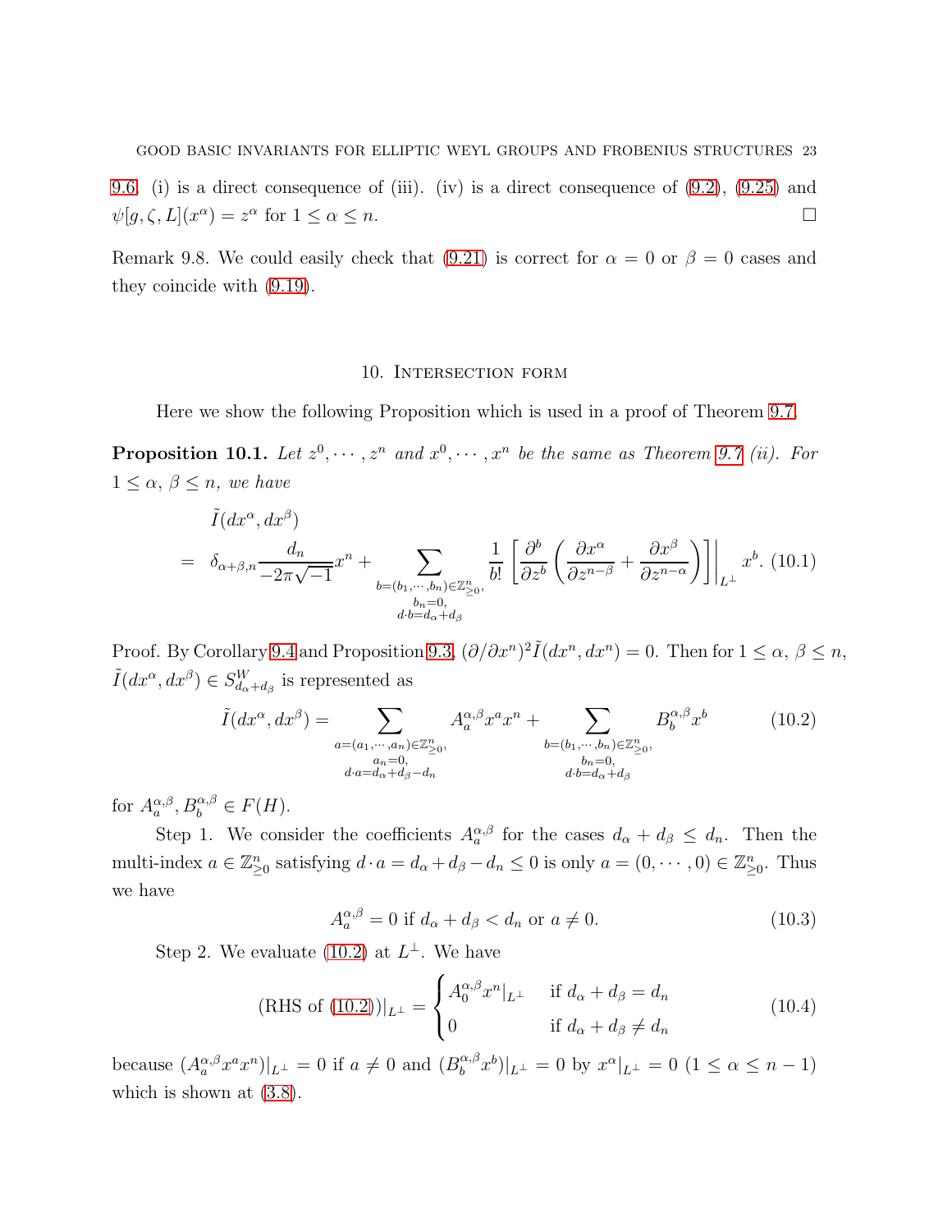9.6. (i) is a direct consequence of (iii). (iv) is a direct consequence of (9.2), (9.25) and $\psi[g,\zeta,L](x^\alpha) = z^\alpha$ for $1 \le \alpha \le n$. $\square$

Remark 9.8. We could easily check that (9.21) is correct for $\alpha = 0$ or $\beta = 0$ cases and they coincide with (9.19).

## 10. Intersection form

Here we show the following Proposition which is used in a proof of Theorem 9.7.

**Proposition 10.1.** *Let $z^0, \cdots, z^n$ and $x^0, \cdots, x^n$ be the same as Theorem 9.7 (ii). For $1 \le \alpha,\ \beta \le n$, we have*

$$
\begin{aligned}
&\tilde{I}(dx^\alpha, dx^\beta) \\
= \ & \delta_{\alpha+\beta,n} \frac{d_n}{-2\pi\sqrt{-1}} x^n + \sum_{\substack{b=(b_1,\cdots,b_n)\in\mathbb{Z}^n_{\ge 0},\\ b_n=0,\\ d\cdot b = d_\alpha + d_\beta}} \frac{1}{b!} \left[ \frac{\partial^b}{\partial z^b} \left( \frac{\partial x^\alpha}{\partial z^{n-\beta}} + \frac{\partial x^\beta}{\partial z^{n-\alpha}} \right) \right]\Bigg|_{L^\perp} x^b. \quad (10.1)
\end{aligned}
$$

Proof. By Corollary 9.4 and Proposition 9.3, $(\partial/\partial x^n)^2 \tilde{I}(dx^n, dx^n) = 0$. Then for $1 \le \alpha,\ \beta \le n$, $\tilde{I}(dx^\alpha, dx^\beta) \in S^W_{d_\alpha + d_\beta}$ is represented as

$$
\tilde{I}(dx^\alpha, dx^\beta) = \sum_{\substack{a=(a_1,\cdots,a_n)\in\mathbb{Z}^n_{\ge 0},\\ a_n=0,\\ d\cdot a = d_\alpha + d_\beta - d_n}} A^{\alpha,\beta}_a x^a x^n + \sum_{\substack{b=(b_1,\cdots,b_n)\in\mathbb{Z}^n_{\ge 0},\\ b_n=0,\\ d\cdot b = d_\alpha + d_\beta}} B^{\alpha,\beta}_b x^b \quad (10.2)
$$

for $A^{\alpha,\beta}_a, B^{\alpha,\beta}_b \in F(H)$.

Step 1. We consider the coefficients $A^{\alpha,\beta}_a$ for the cases $d_\alpha + d_\beta \le d_n$. Then the multi-index $a \in \mathbb{Z}^n_{\ge 0}$ satisfying $d \cdot a = d_\alpha + d_\beta - d_n \le 0$ is only $a = (0, \cdots, 0) \in \mathbb{Z}^n_{\ge 0}$. Thus we have

$$
A^{\alpha,\beta}_a = 0 \text{ if } d_\alpha + d_\beta < d_n \text{ or } a \ne 0. \quad (10.3)
$$

Step 2. We evaluate (10.2) at $L^\perp$. We have

$$
(\text{RHS of (10.2)})|_{L^\perp} = \begin{cases} A^{\alpha,\beta}_0 x^n|_{L^\perp} & \text{if } d_\alpha + d_\beta = d_n \\ 0 & \text{if } d_\alpha + d_\beta \ne d_n \end{cases} \quad (10.4)
$$

because $(A^{\alpha,\beta}_a x^a x^n)|_{L^\perp} = 0$ if $a \ne 0$ and $(B^{\alpha,\beta}_b x^b)|_{L^\perp} = 0$ by $x^\alpha|_{L^\perp} = 0$ $(1 \le \alpha \le n-1)$ which is shown at (3.8).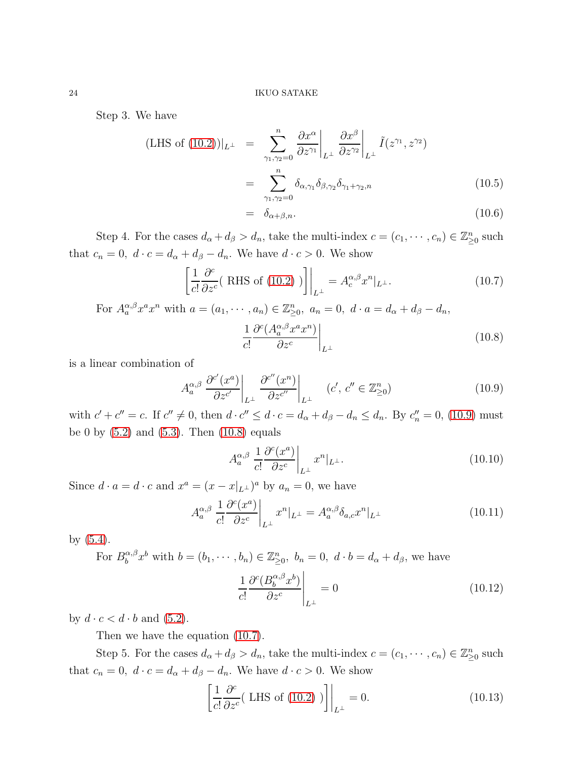Step 3. We have

$$
\begin{aligned}
(\text{LHS of } (10.2))|_{L^\perp} &= \sum_{\gamma_1,\gamma_2=0}^{n} \left.\frac{\partial x^\alpha}{\partial z^{\gamma_1}}\right|_{L^\perp} \left.\frac{\partial x^\beta}{\partial z^{\gamma_2}}\right|_{L^\perp} \tilde{I}(z^{\gamma_1}, z^{\gamma_2}) \\
&= \sum_{\gamma_1,\gamma_2=0}^{n} \delta_{\alpha,\gamma_1}\delta_{\beta,\gamma_2}\delta_{\gamma_1+\gamma_2,n} \qquad (10.5) \\
&= \delta_{\alpha+\beta,n}. \qquad (10.6)
\end{aligned}
$$

Step 4. For the cases $d_\alpha + d_\beta > d_n$, take the multi-index $c = (c_1, \cdots, c_n) \in \mathbb{Z}^n_{\geq 0}$ such that $c_n = 0,\ d \cdot c = d_\alpha + d_\beta - d_n$. We have $d \cdot c > 0$. We show

$$
\left.\left[\frac{1}{c!}\frac{\partial^c}{\partial z^c}(\text{ RHS of (10.2) })\right]\right|_{L^\perp} = A^{\alpha,\beta}_c x^n|_{L^\perp}. \qquad (10.7)
$$

For $A^{\alpha,\beta}_a x^a x^n$ with $a = (a_1, \cdots, a_n) \in \mathbb{Z}^n_{\geq 0},\ a_n = 0,\ d \cdot a = d_\alpha + d_\beta - d_n$,

$$
\left.\frac{1}{c!}\frac{\partial^c(A^{\alpha,\beta}_a x^a x^n)}{\partial z^c}\right|_{L^\perp} \qquad (10.8)
$$

is a linear combination of

$$
A^{\alpha,\beta}_a \left.\frac{\partial^{c'}(x^a)}{\partial z^{c'}}\right|_{L^\perp} \left.\frac{\partial^{c''}(x^n)}{\partial z^{c''}}\right|_{L^\perp} \quad (c',\ c'' \in \mathbb{Z}^n_{\geq 0}) \qquad (10.9)
$$

with $c' + c'' = c$. If $c'' \neq 0$, then $d \cdot c'' \leq d \cdot c = d_\alpha + d_\beta - d_n \leq d_n$. By $c''_n = 0$, (10.9) must be 0 by (5.2) and (5.3). Then (10.8) equals

$$
A^{\alpha,\beta}_a \left.\frac{1}{c!}\frac{\partial^c(x^a)}{\partial z^c}\right|_{L^\perp} x^n|_{L^\perp}. \qquad (10.10)
$$

Since $d \cdot a = d \cdot c$ and $x^a = (x - x|_{L^\perp})^a$ by $a_n = 0$, we have

$$
A^{\alpha,\beta}_a \left.\frac{1}{c!}\frac{\partial^c(x^a)}{\partial z^c}\right|_{L^\perp} x^n|_{L^\perp} = A^{\alpha,\beta}_a \delta_{a,c} x^n|_{L^\perp} \qquad (10.11)
$$

by (5.4).

For $B^{\alpha,\beta}_b x^b$ with $b = (b_1, \cdots, b_n) \in \mathbb{Z}^n_{\geq 0},\ b_n = 0,\ d \cdot b = d_\alpha + d_\beta$, we have

$$
\left.\frac{1}{c!}\frac{\partial^c(B^{\alpha,\beta}_b x^b)}{\partial z^c}\right|_{L^\perp} = 0 \qquad (10.12)
$$

by $d \cdot c < d \cdot b$ and (5.2).

Then we have the equation (10.7).

Step 5. For the cases $d_\alpha + d_\beta > d_n$, take the multi-index $c = (c_1, \cdots, c_n) \in \mathbb{Z}^n_{\geq 0}$ such that $c_n = 0,\ d \cdot c = d_\alpha + d_\beta - d_n$. We have $d \cdot c > 0$. We show

$$
\left.\left[\frac{1}{c!}\frac{\partial^c}{\partial z^c}(\text{ LHS of (10.2) })\right]\right|_{L^\perp} = 0. \qquad (10.13)
$$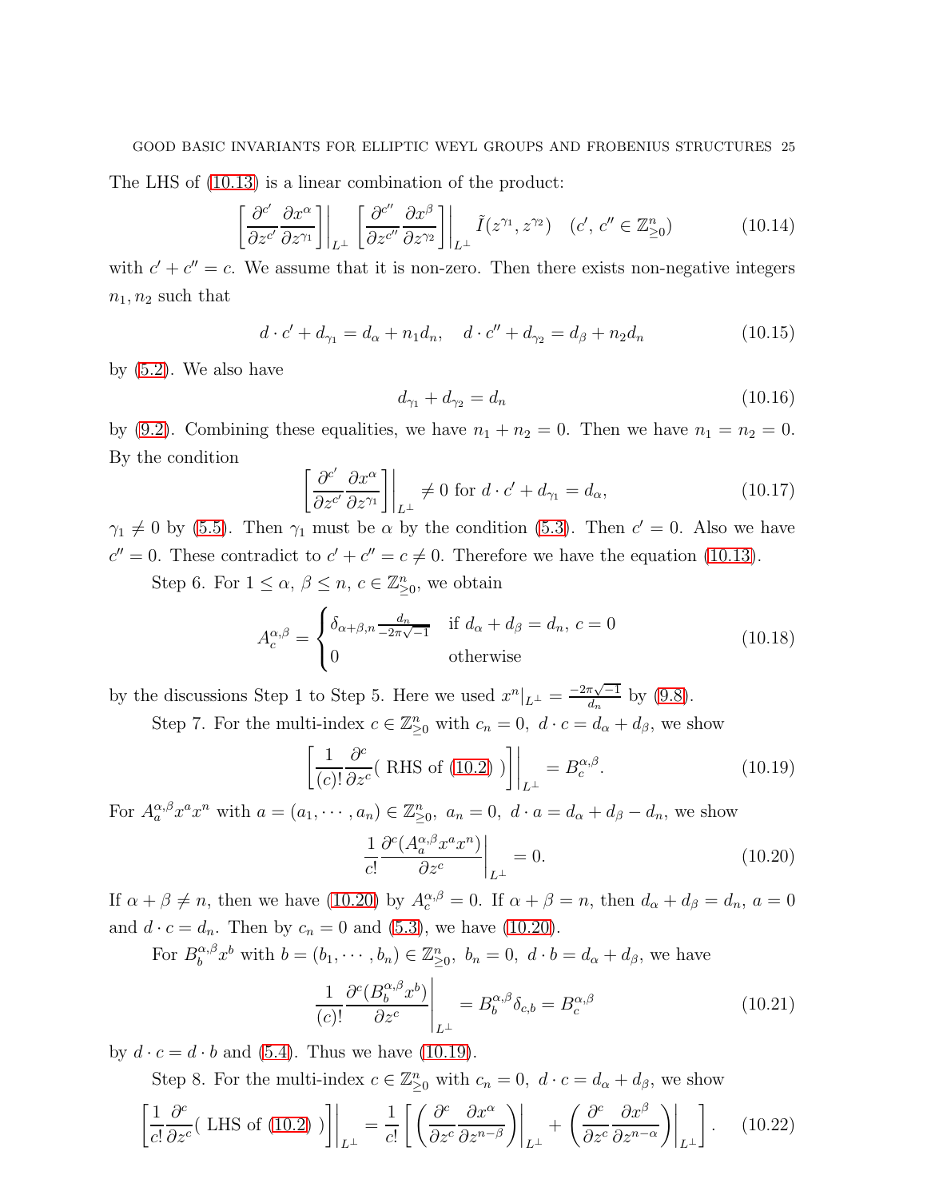The LHS of (10.13) is a linear combination of the product:

$$\left[\frac{\partial^{c'}}{\partial z^{c'}}\frac{\partial x^\alpha}{\partial z^{\gamma_1}}\right]\Big|_{L^\perp}\left[\frac{\partial^{c''}}{\partial z^{c''}}\frac{\partial x^\beta}{\partial z^{\gamma_2}}\right]\Big|_{L^\perp}\tilde{I}(z^{\gamma_1}, z^{\gamma_2}) \quad (c',\, c'' \in \mathbb{Z}^n_{\geq 0}) \tag{10.14}$$

with $c' + c'' = c$. We assume that it is non-zero. Then there exists non-negative integers $n_1, n_2$ such that

$$d\cdot c' + d_{\gamma_1} = d_\alpha + n_1 d_n, \quad d\cdot c'' + d_{\gamma_2} = d_\beta + n_2 d_n \tag{10.15}$$

by (5.2). We also have

$$d_{\gamma_1} + d_{\gamma_2} = d_n \tag{10.16}$$

by (9.2). Combining these equalities, we have $n_1 + n_2 = 0$. Then we have $n_1 = n_2 = 0$. By the condition

$$\left[\frac{\partial^{c'}}{\partial z^{c'}}\frac{\partial x^\alpha}{\partial z^{\gamma_1}}\right]\Big|_{L^\perp} \neq 0 \text{ for } d\cdot c' + d_{\gamma_1} = d_\alpha, \tag{10.17}$$

$\gamma_1 \neq 0$ by (5.5). Then $\gamma_1$ must be $\alpha$ by the condition (5.3). Then $c' = 0$. Also we have $c'' = 0$. These contradict to $c' + c'' = c \neq 0$. Therefore we have the equation (10.13).

Step 6. For $1 \leq \alpha,\, \beta \leq n$, $c \in \mathbb{Z}^n_{\geq 0}$, we obtain

$$A^{\alpha,\beta}_c = \begin{cases} \delta_{\alpha+\beta,n}\frac{d_n}{-2\pi\sqrt{-1}} & \text{if } d_\alpha + d_\beta = d_n,\ c = 0 \\ 0 & \text{otherwise} \end{cases} \tag{10.18}$$

by the discussions Step 1 to Step 5. Here we used $x^n|_{L^\perp} = \frac{-2\pi\sqrt{-1}}{d_n}$ by (9.8).

Step 7. For the multi-index $c \in \mathbb{Z}^n_{\geq 0}$ with $c_n = 0,\ d\cdot c = d_\alpha + d_\beta$, we show

$$\left[\frac{1}{(c)!}\frac{\partial^c}{\partial z^c}(\text{ RHS of (10.2) })\right]\Big|_{L^\perp} = B^{\alpha,\beta}_c. \tag{10.19}$$

For $A^{\alpha,\beta}_a x^a x^n$ with $a = (a_1, \cdots, a_n) \in \mathbb{Z}^n_{\geq 0},\ a_n = 0,\ d\cdot a = d_\alpha + d_\beta - d_n$, we show

$$\frac{1}{c!}\frac{\partial^c (A^{\alpha,\beta}_a x^a x^n)}{\partial z^c}\Big|_{L^\perp} = 0. \tag{10.20}$$

If $\alpha + \beta \neq n$, then we have (10.20) by $A^{\alpha,\beta}_c = 0$. If $\alpha + \beta = n$, then $d_\alpha + d_\beta = d_n$, $a = 0$ and $d\cdot c = d_n$. Then by $c_n = 0$ and (5.3), we have (10.20).

For $B^{\alpha,\beta}_b x^b$ with $b = (b_1, \cdots, b_n) \in \mathbb{Z}^n_{\geq 0},\ b_n = 0,\ d\cdot b = d_\alpha + d_\beta$, we have

$$\frac{1}{(c)!}\frac{\partial^c (B^{\alpha,\beta}_b x^b)}{\partial z^c}\Bigg|_{L^\perp} = B^{\alpha,\beta}_b \delta_{c,b} = B^{\alpha,\beta}_c \tag{10.21}$$

by $d\cdot c = d\cdot b$ and (5.4). Thus we have (10.19).

Step 8. For the multi-index $c \in \mathbb{Z}^n_{\geq 0}$ with $c_n = 0,\ d\cdot c = d_\alpha + d_\beta$, we show

$$\left[\frac{1}{c!}\frac{\partial^c}{\partial z^c}(\text{ LHS of (10.2) })\right]\Big|_{L^\perp} = \frac{1}{c!}\left[\left(\frac{\partial^c}{\partial z^c}\frac{\partial x^\alpha}{\partial z^{n-\beta}}\right)\Big|_{L^\perp} + \left(\frac{\partial^c}{\partial z^c}\frac{\partial x^\beta}{\partial z^{n-\alpha}}\right)\Big|_{L^\perp}\right]. \tag{10.22}$$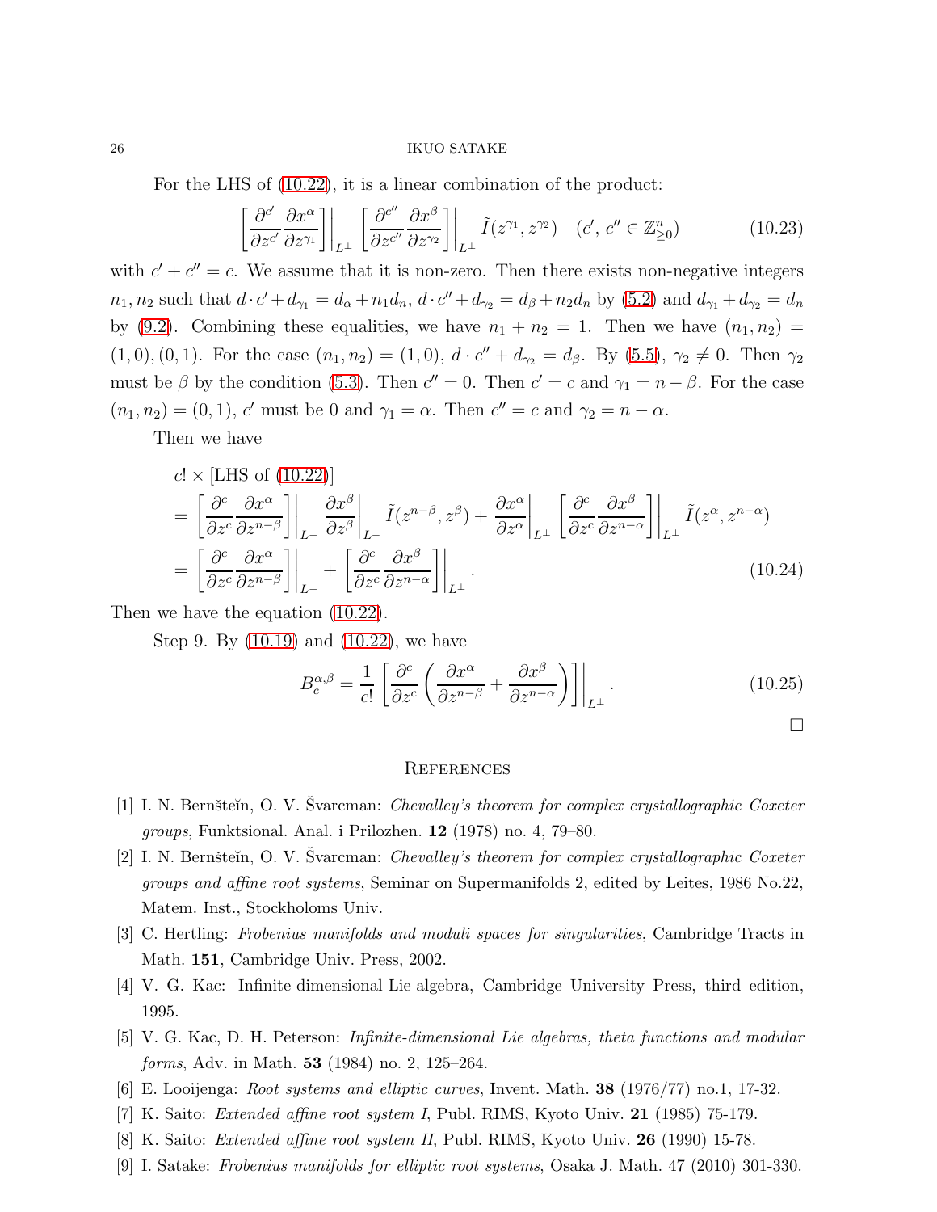For the LHS of (10.22), it is a linear combination of the product:

$$\left[\frac{\partial^{c'}}{\partial z^{c'}}\frac{\partial x^{\alpha}}{\partial z^{\gamma_1}}\right]\bigg|_{L^{\perp}}\left[\frac{\partial^{c''}}{\partial z^{c''}}\frac{\partial x^{\beta}}{\partial z^{\gamma_2}}\right]\bigg|_{L^{\perp}}\tilde{I}(z^{\gamma_1},z^{\gamma_2})\quad (c',\,c''\in\mathbb{Z}^n_{\geq 0}) \tag{10.23}$$

with $c'+c''=c$. We assume that it is non-zero. Then there exists non-negative integers $n_1,n_2$ such that $d\cdot c'+d_{\gamma_1}=d_\alpha+n_1 d_n$, $d\cdot c''+d_{\gamma_2}=d_\beta+n_2 d_n$ by (5.2) and $d_{\gamma_1}+d_{\gamma_2}=d_n$ by (9.2). Combining these equalities, we have $n_1+n_2=1$. Then we have $(n_1,n_2)=(1,0),(0,1)$. For the case $(n_1,n_2)=(1,0)$, $d\cdot c''+d_{\gamma_2}=d_\beta$. By (5.5), $\gamma_2\neq 0$. Then $\gamma_2$ must be $\beta$ by the condition (5.3). Then $c''=0$. Then $c'=c$ and $\gamma_1=n-\beta$. For the case $(n_1,n_2)=(0,1)$, $c'$ must be 0 and $\gamma_1=\alpha$. Then $c''=c$ and $\gamma_2=n-\alpha$.

Then we have

$$\begin{aligned}
&c!\times[\text{LHS of (10.22)}]\\
&=\left[\frac{\partial^{c}}{\partial z^{c}}\frac{\partial x^{\alpha}}{\partial z^{n-\beta}}\right]\bigg|_{L^{\perp}}\frac{\partial x^{\beta}}{\partial z^{\beta}}\bigg|_{L^{\perp}}\tilde{I}(z^{n-\beta},z^{\beta})+\frac{\partial x^{\alpha}}{\partial z^{\alpha}}\bigg|_{L^{\perp}}\left[\frac{\partial^{c}}{\partial z^{c}}\frac{\partial x^{\beta}}{\partial z^{n-\alpha}}\right]\bigg|_{L^{\perp}}\tilde{I}(z^{\alpha},z^{n-\alpha})\\
&=\left[\frac{\partial^{c}}{\partial z^{c}}\frac{\partial x^{\alpha}}{\partial z^{n-\beta}}\right]\bigg|_{L^{\perp}}+\left[\frac{\partial^{c}}{\partial z^{c}}\frac{\partial x^{\beta}}{\partial z^{n-\alpha}}\right]\bigg|_{L^{\perp}}.
\end{aligned}\tag{10.24}$$

Then we have the equation (10.22).

Step 9. By (10.19) and (10.22), we have

$$B^{\alpha,\beta}_{c}=\frac{1}{c!}\left[\frac{\partial^{c}}{\partial z^{c}}\left(\frac{\partial x^{\alpha}}{\partial z^{n-\beta}}+\frac{\partial x^{\beta}}{\partial z^{n-\alpha}}\right)\right]\bigg|_{L^{\perp}}. \tag{10.25}$$

□

## References

[1] I. N. Bernšteĭn, O. V. Švarcman: *Chevalley's theorem for complex crystallographic Coxeter groups*, Funktsional. Anal. i Prilozhen. **12** (1978) no. 4, 79–80.

[2] I. N. Bernšteĭn, O. V. Švarcman: *Chevalley's theorem for complex crystallographic Coxeter groups and affine root systems*, Seminar on Supermanifolds 2, edited by Leites, 1986 No.22, Matem. Inst., Stockholoms Univ.

[3] C. Hertling: *Frobenius manifolds and moduli spaces for singularities*, Cambridge Tracts in Math. **151**, Cambridge Univ. Press, 2002.

[4] V. G. Kac: Infinite dimensional Lie algebra, Cambridge University Press, third edition, 1995.

[5] V. G. Kac, D. H. Peterson: *Infinite-dimensional Lie algebras, theta functions and modular forms*, Adv. in Math. **53** (1984) no. 2, 125–264.

[6] E. Looijenga: *Root systems and elliptic curves*, Invent. Math. **38** (1976/77) no.1, 17-32.

[7] K. Saito: *Extended affine root system I*, Publ. RIMS, Kyoto Univ. **21** (1985) 75-179.

[8] K. Saito: *Extended affine root system II*, Publ. RIMS, Kyoto Univ. **26** (1990) 15-78.

[9] I. Satake: *Frobenius manifolds for elliptic root systems*, Osaka J. Math. 47 (2010) 301-330.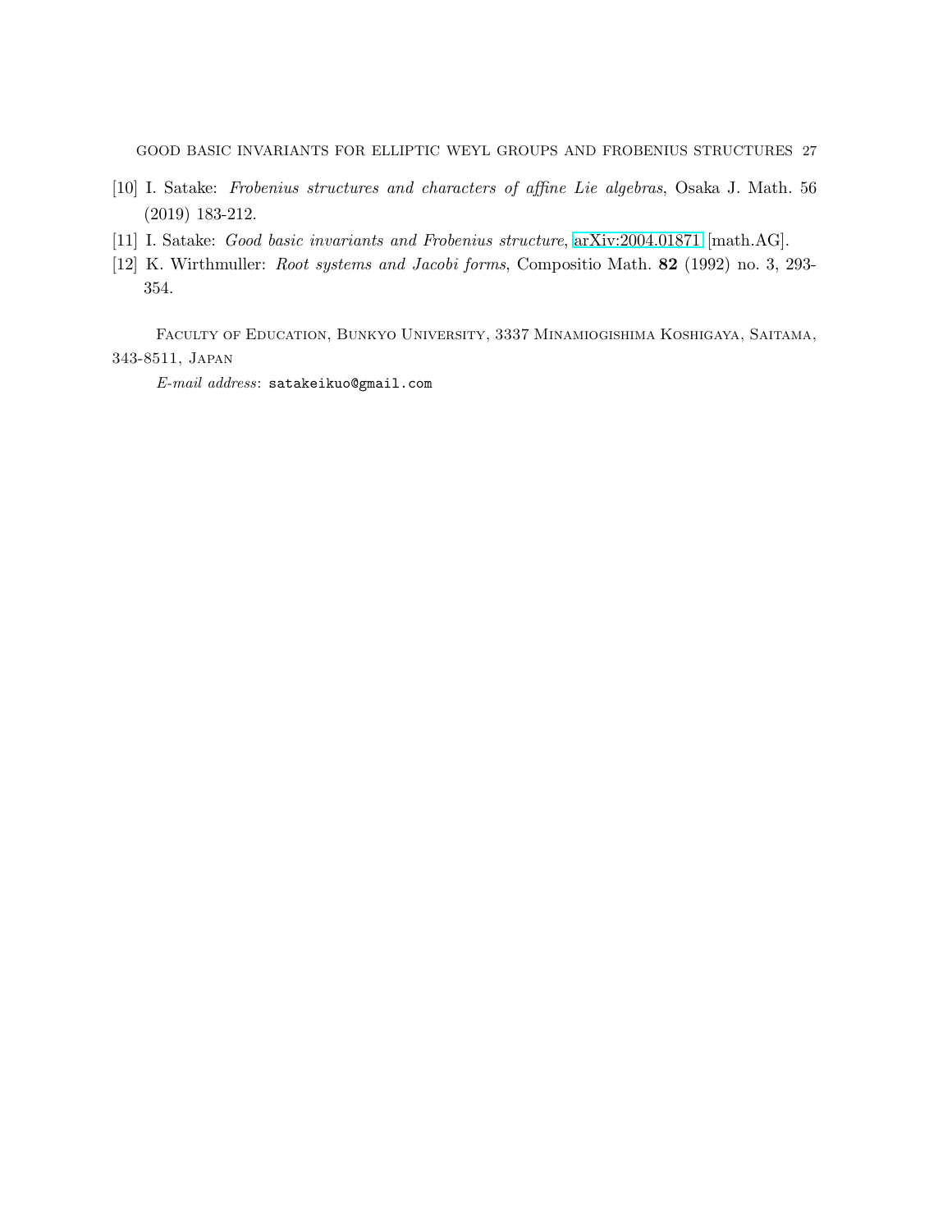[10] I. Satake: *Frobenius structures and characters of affine Lie algebras*, Osaka J. Math. 56 (2019) 183-212.

[11] I. Satake: *Good basic invariants and Frobenius structure*, arXiv:2004.01871 [math.AG].

[12] K. Wirthmuller: *Root systems and Jacobi forms*, Compositio Math. **82** (1992) no. 3, 293-354.

Faculty of Education, Bunkyo University, 3337 Minamiogishima Koshigaya, Saitama, 343-8511, Japan

*E-mail address*: `satakeikuo@gmail.com`